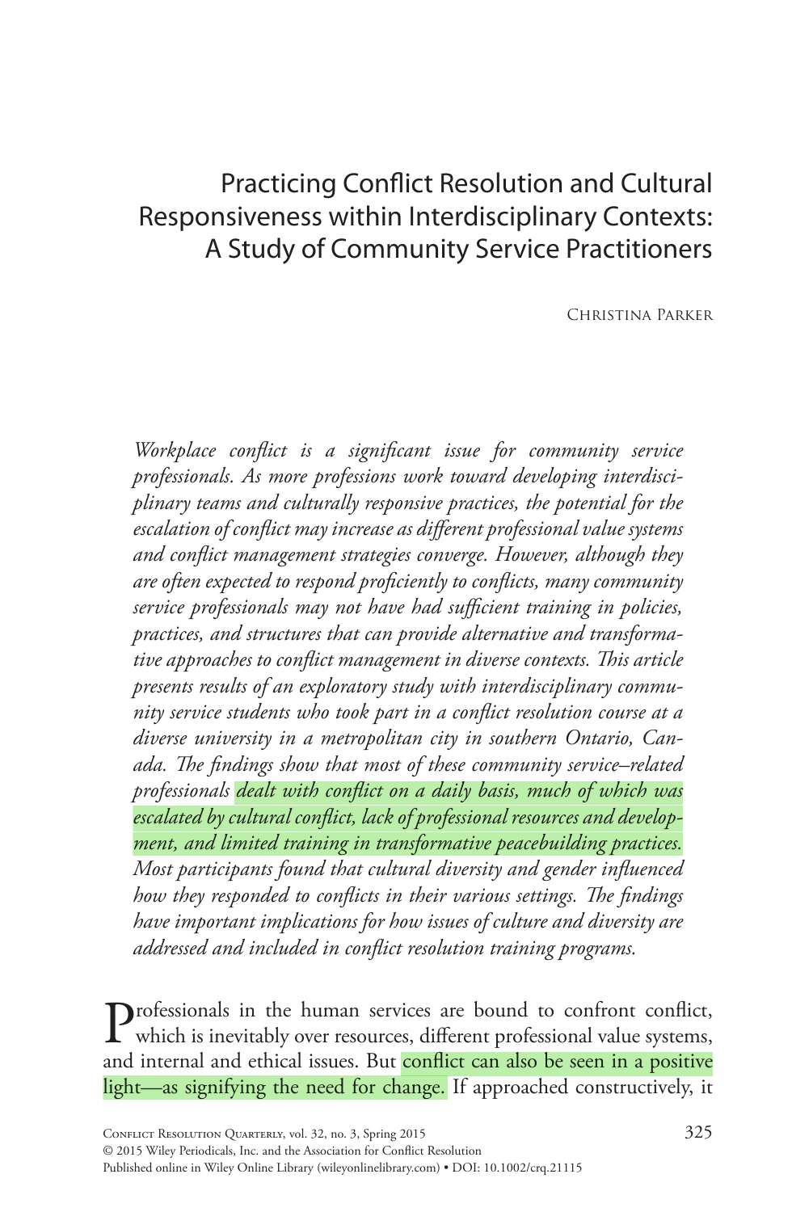# Practicing Conflict Resolution and Cultural Responsiveness within Interdisciplinary Contexts: A Study of Community Service Practitioners

Christina Parker

*Workplace conflict is a significant issue for community service professionals. As more professions work toward developing interdisciplinary teams and culturally responsive practices, the potential for the escalation of conflict may increase as different professional value systems and conflict management strategies converge. However, although they are often expected to respond proficiently to conflicts, many community service professionals may not have had sufficient training in policies, practices, and structures that can provide alternative and transformative approaches to conflict management in diverse contexts. This article presents results of an exploratory study with interdisciplinary community service students who took part in a conflict resolution course at a diverse university in a metropolitan city in southern Ontario, Canada. The findings show that most of these community service–related professionals dealt with conflict on a daily basis, much of which was escalated by cultural conflict, lack of professional resources and development, and limited training in transformative peacebuilding practices. Most participants found that cultural diversity and gender influenced how they responded to conflicts in their various settings. The findings have important implications for how issues of culture and diversity are addressed and included in conflict resolution training programs.*

Professionals in the human services are bound to confront conflict, which is inevitably over resources, different professional value systems, and internal and ethical issues. But conflict can also be seen in a positive light—as signifying the need for change. If approached constructively, it

Conflict Resolution Quarterly, vol. 32, no. 3, Spring 2015
© 2015 Wiley Periodicals, Inc. and the Association for Conflict Resolution
Published online in Wiley Online Library (wileyonlinelibrary.com) • DOI: 10.1002/crq.21115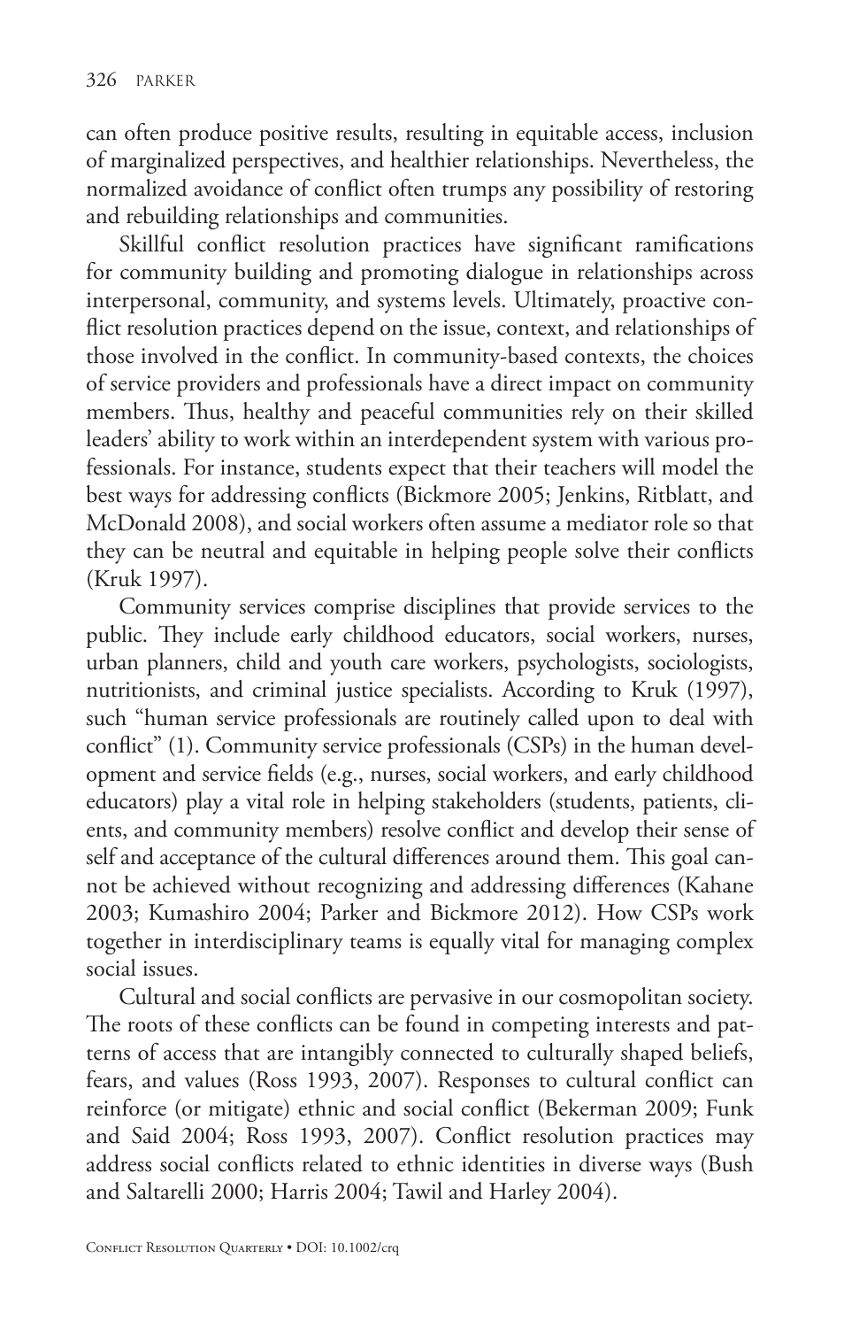can often produce positive results, resulting in equitable access, inclusion of marginalized perspectives, and healthier relationships. Nevertheless, the normalized avoidance of conflict often trumps any possibility of restoring and rebuilding relationships and communities.

Skillful conflict resolution practices have significant ramifications for community building and promoting dialogue in relationships across interpersonal, community, and systems levels. Ultimately, proactive conflict resolution practices depend on the issue, context, and relationships of those involved in the conflict. In community-based contexts, the choices of service providers and professionals have a direct impact on community members. Thus, healthy and peaceful communities rely on their skilled leaders' ability to work within an interdependent system with various professionals. For instance, students expect that their teachers will model the best ways for addressing conflicts (Bickmore 2005; Jenkins, Ritblatt, and McDonald 2008), and social workers often assume a mediator role so that they can be neutral and equitable in helping people solve their conflicts (Kruk 1997).

Community services comprise disciplines that provide services to the public. They include early childhood educators, social workers, nurses, urban planners, child and youth care workers, psychologists, sociologists, nutritionists, and criminal justice specialists. According to Kruk (1997), such "human service professionals are routinely called upon to deal with conflict" (1). Community service professionals (CSPs) in the human development and service fields (e.g., nurses, social workers, and early childhood educators) play a vital role in helping stakeholders (students, patients, clients, and community members) resolve conflict and develop their sense of self and acceptance of the cultural differences around them. This goal cannot be achieved without recognizing and addressing differences (Kahane 2003; Kumashiro 2004; Parker and Bickmore 2012). How CSPs work together in interdisciplinary teams is equally vital for managing complex social issues.

Cultural and social conflicts are pervasive in our cosmopolitan society. The roots of these conflicts can be found in competing interests and patterns of access that are intangibly connected to culturally shaped beliefs, fears, and values (Ross 1993, 2007). Responses to cultural conflict can reinforce (or mitigate) ethnic and social conflict (Bekerman 2009; Funk and Said 2004; Ross 1993, 2007). Conflict resolution practices may address social conflicts related to ethnic identities in diverse ways (Bush and Saltarelli 2000; Harris 2004; Tawil and Harley 2004).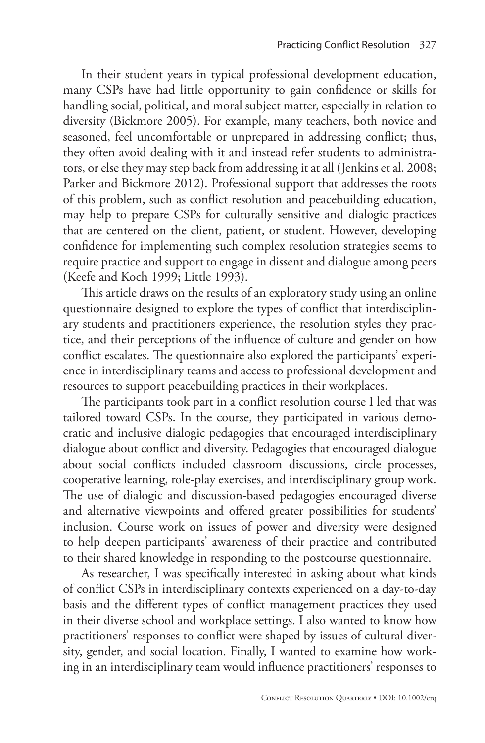In their student years in typical professional development education, many CSPs have had little opportunity to gain confidence or skills for handling social, political, and moral subject matter, especially in relation to diversity (Bickmore 2005). For example, many teachers, both novice and seasoned, feel uncomfortable or unprepared in addressing conflict; thus, they often avoid dealing with it and instead refer students to administrators, or else they may step back from addressing it at all (Jenkins et al. 2008; Parker and Bickmore 2012). Professional support that addresses the roots of this problem, such as conflict resolution and peacebuilding education, may help to prepare CSPs for culturally sensitive and dialogic practices that are centered on the client, patient, or student. However, developing confidence for implementing such complex resolution strategies seems to require practice and support to engage in dissent and dialogue among peers (Keefe and Koch 1999; Little 1993).

This article draws on the results of an exploratory study using an online questionnaire designed to explore the types of conflict that interdisciplinary students and practitioners experience, the resolution styles they practice, and their perceptions of the influence of culture and gender on how conflict escalates. The questionnaire also explored the participants' experience in interdisciplinary teams and access to professional development and resources to support peacebuilding practices in their workplaces.

The participants took part in a conflict resolution course I led that was tailored toward CSPs. In the course, they participated in various democratic and inclusive dialogic pedagogies that encouraged interdisciplinary dialogue about conflict and diversity. Pedagogies that encouraged dialogue about social conflicts included classroom discussions, circle processes, cooperative learning, role-play exercises, and interdisciplinary group work. The use of dialogic and discussion-based pedagogies encouraged diverse and alternative viewpoints and offered greater possibilities for students' inclusion. Course work on issues of power and diversity were designed to help deepen participants' awareness of their practice and contributed to their shared knowledge in responding to the postcourse questionnaire.

As researcher, I was specifically interested in asking about what kinds of conflict CSPs in interdisciplinary contexts experienced on a day-to-day basis and the different types of conflict management practices they used in their diverse school and workplace settings. I also wanted to know how practitioners' responses to conflict were shaped by issues of cultural diversity, gender, and social location. Finally, I wanted to examine how working in an interdisciplinary team would influence practitioners' responses to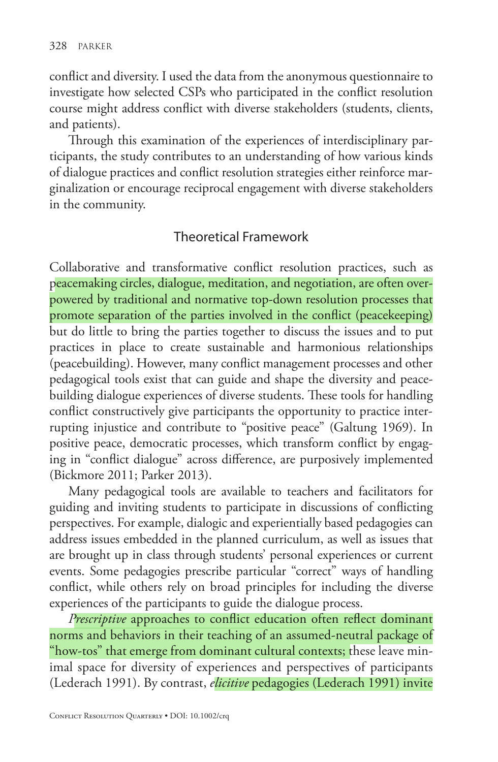conflict and diversity. I used the data from the anonymous questionnaire to investigate how selected CSPs who participated in the conflict resolution course might address conflict with diverse stakeholders (students, clients, and patients).

Through this examination of the experiences of interdisciplinary participants, the study contributes to an understanding of how various kinds of dialogue practices and conflict resolution strategies either reinforce marginalization or encourage reciprocal engagement with diverse stakeholders in the community.

## Theoretical Framework

Collaborative and transformative conflict resolution practices, such as peacemaking circles, dialogue, meditation, and negotiation, are often overpowered by traditional and normative top-down resolution processes that promote separation of the parties involved in the conflict (peacekeeping) but do little to bring the parties together to discuss the issues and to put practices in place to create sustainable and harmonious relationships (peacebuilding). However, many conflict management processes and other pedagogical tools exist that can guide and shape the diversity and peacebuilding dialogue experiences of diverse students. These tools for handling conflict constructively give participants the opportunity to practice interrupting injustice and contribute to "positive peace" (Galtung 1969). In positive peace, democratic processes, which transform conflict by engaging in "conflict dialogue" across difference, are purposively implemented (Bickmore 2011; Parker 2013).

Many pedagogical tools are available to teachers and facilitators for guiding and inviting students to participate in discussions of conflicting perspectives. For example, dialogic and experientially based pedagogies can address issues embedded in the planned curriculum, as well as issues that are brought up in class through students' personal experiences or current events. Some pedagogies prescribe particular "correct" ways of handling conflict, while others rely on broad principles for including the diverse experiences of the participants to guide the dialogue process.

*Prescriptive* approaches to conflict education often reflect dominant norms and behaviors in their teaching of an assumed-neutral package of "how-tos" that emerge from dominant cultural contexts; these leave minimal space for diversity of experiences and perspectives of participants (Lederach 1991). By contrast, *elicitive* pedagogies (Lederach 1991) invite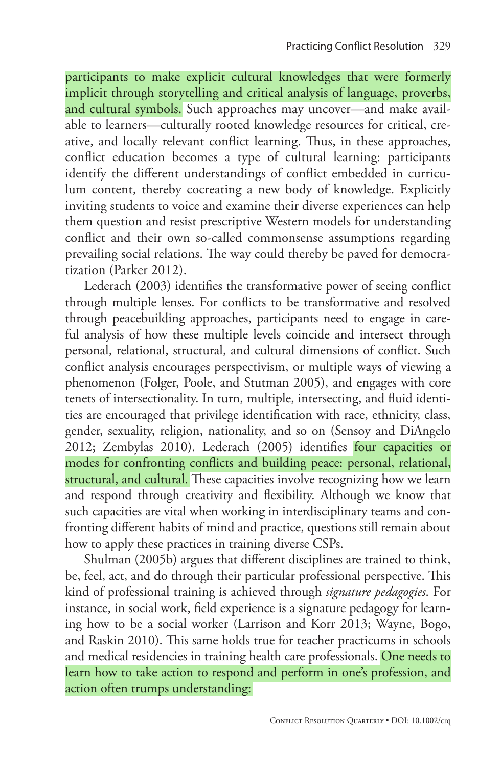participants to make explicit cultural knowledges that were formerly implicit through storytelling and critical analysis of language, proverbs, and cultural symbols. Such approaches may uncover—and make available to learners—culturally rooted knowledge resources for critical, creative, and locally relevant conflict learning. Thus, in these approaches, conflict education becomes a type of cultural learning: participants identify the different understandings of conflict embedded in curriculum content, thereby cocreating a new body of knowledge. Explicitly inviting students to voice and examine their diverse experiences can help them question and resist prescriptive Western models for understanding conflict and their own so-called commonsense assumptions regarding prevailing social relations. The way could thereby be paved for democratization (Parker 2012).

Lederach (2003) identifies the transformative power of seeing conflict through multiple lenses. For conflicts to be transformative and resolved through peacebuilding approaches, participants need to engage in careful analysis of how these multiple levels coincide and intersect through personal, relational, structural, and cultural dimensions of conflict. Such conflict analysis encourages perspectivism, or multiple ways of viewing a phenomenon (Folger, Poole, and Stutman 2005), and engages with core tenets of intersectionality. In turn, multiple, intersecting, and fluid identities are encouraged that privilege identification with race, ethnicity, class, gender, sexuality, religion, nationality, and so on (Sensoy and DiAngelo 2012; Zembylas 2010). Lederach (2005) identifies four capacities or modes for confronting conflicts and building peace: personal, relational, structural, and cultural. These capacities involve recognizing how we learn and respond through creativity and flexibility. Although we know that such capacities are vital when working in interdisciplinary teams and confronting different habits of mind and practice, questions still remain about how to apply these practices in training diverse CSPs.

Shulman (2005b) argues that different disciplines are trained to think, be, feel, act, and do through their particular professional perspective. This kind of professional training is achieved through *signature pedagogies*. For instance, in social work, field experience is a signature pedagogy for learning how to be a social worker (Larrison and Korr 2013; Wayne, Bogo, and Raskin 2010). This same holds true for teacher practicums in schools and medical residencies in training health care professionals. One needs to learn how to take action to respond and perform in one's profession, and action often trumps understanding: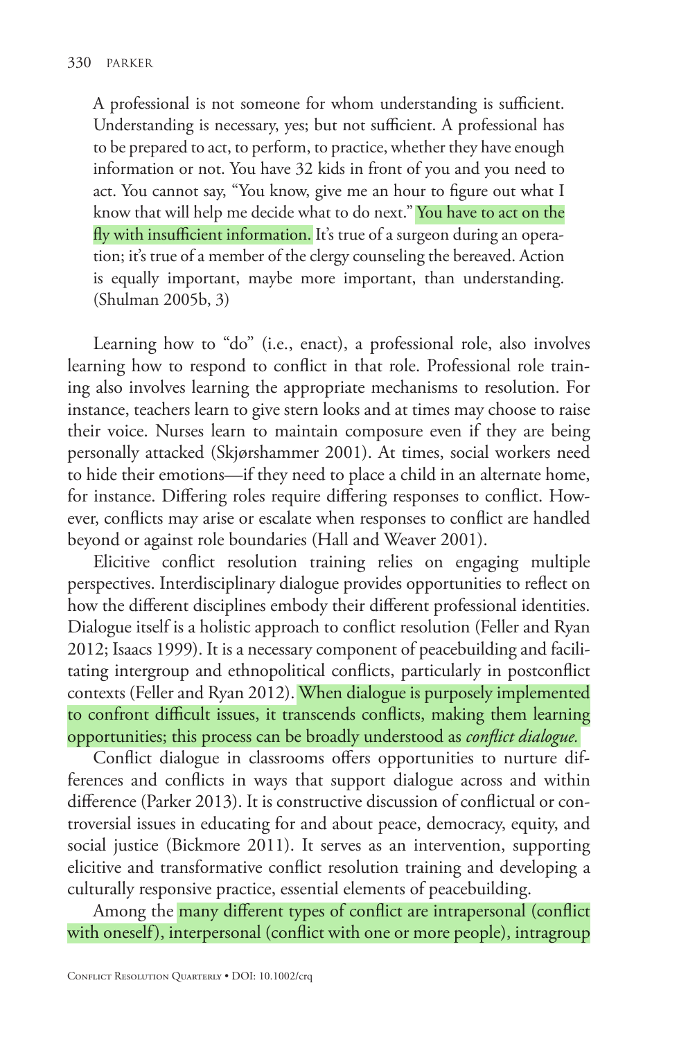> A professional is not someone for whom understanding is sufficient. Understanding is necessary, yes; but not sufficient. A professional has to be prepared to act, to perform, to practice, whether they have enough information or not. You have 32 kids in front of you and you need to act. You cannot say, "You know, give me an hour to figure out what I know that will help me decide what to do next." You have to act on the fly with insufficient information. It's true of a surgeon during an operation; it's true of a member of the clergy counseling the bereaved. Action is equally important, maybe more important, than understanding. (Shulman 2005b, 3)

Learning how to "do" (i.e., enact), a professional role, also involves learning how to respond to conflict in that role. Professional role training also involves learning the appropriate mechanisms to resolution. For instance, teachers learn to give stern looks and at times may choose to raise their voice. Nurses learn to maintain composure even if they are being personally attacked (Skjørshammer 2001). At times, social workers need to hide their emotions—if they need to place a child in an alternate home, for instance. Differing roles require differing responses to conflict. However, conflicts may arise or escalate when responses to conflict are handled beyond or against role boundaries (Hall and Weaver 2001).

Elicitive conflict resolution training relies on engaging multiple perspectives. Interdisciplinary dialogue provides opportunities to reflect on how the different disciplines embody their different professional identities. Dialogue itself is a holistic approach to conflict resolution (Feller and Ryan 2012; Isaacs 1999). It is a necessary component of peacebuilding and facilitating intergroup and ethnopolitical conflicts, particularly in postconflict contexts (Feller and Ryan 2012). When dialogue is purposely implemented to confront difficult issues, it transcends conflicts, making them learning opportunities; this process can be broadly understood as *conflict dialogue.*

Conflict dialogue in classrooms offers opportunities to nurture differences and conflicts in ways that support dialogue across and within difference (Parker 2013). It is constructive discussion of conflictual or controversial issues in educating for and about peace, democracy, equity, and social justice (Bickmore 2011). It serves as an intervention, supporting elicitive and transformative conflict resolution training and developing a culturally responsive practice, essential elements of peacebuilding.

Among the many different types of conflict are intrapersonal (conflict with oneself), interpersonal (conflict with one or more people), intragroup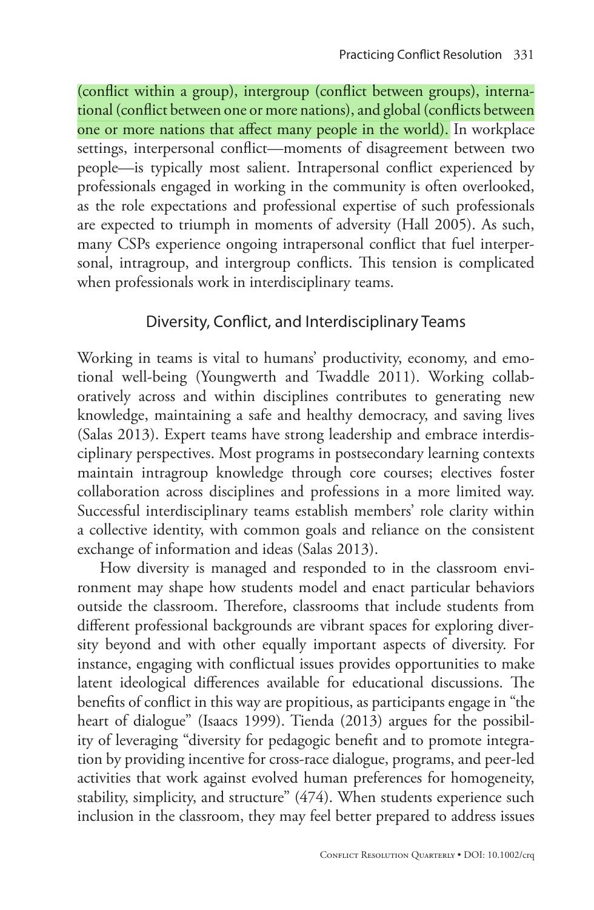(conflict within a group), intergroup (conflict between groups), international (conflict between one or more nations), and global (conflicts between one or more nations that affect many people in the world). In workplace settings, interpersonal conflict—moments of disagreement between two people—is typically most salient. Intrapersonal conflict experienced by professionals engaged in working in the community is often overlooked, as the role expectations and professional expertise of such professionals are expected to triumph in moments of adversity (Hall 2005). As such, many CSPs experience ongoing intrapersonal conflict that fuel interpersonal, intragroup, and intergroup conflicts. This tension is complicated when professionals work in interdisciplinary teams.

## Diversity, Conflict, and Interdisciplinary Teams

Working in teams is vital to humans' productivity, economy, and emotional well-being (Youngwerth and Twaddle 2011). Working collaboratively across and within disciplines contributes to generating new knowledge, maintaining a safe and healthy democracy, and saving lives (Salas 2013). Expert teams have strong leadership and embrace interdisciplinary perspectives. Most programs in postsecondary learning contexts maintain intragroup knowledge through core courses; electives foster collaboration across disciplines and professions in a more limited way. Successful interdisciplinary teams establish members' role clarity within a collective identity, with common goals and reliance on the consistent exchange of information and ideas (Salas 2013).

How diversity is managed and responded to in the classroom environment may shape how students model and enact particular behaviors outside the classroom. Therefore, classrooms that include students from different professional backgrounds are vibrant spaces for exploring diversity beyond and with other equally important aspects of diversity. For instance, engaging with conflictual issues provides opportunities to make latent ideological differences available for educational discussions. The benefits of conflict in this way are propitious, as participants engage in "the heart of dialogue" (Isaacs 1999). Tienda (2013) argues for the possibility of leveraging "diversity for pedagogic benefit and to promote integration by providing incentive for cross-race dialogue, programs, and peer-led activities that work against evolved human preferences for homogeneity, stability, simplicity, and structure" (474). When students experience such inclusion in the classroom, they may feel better prepared to address issues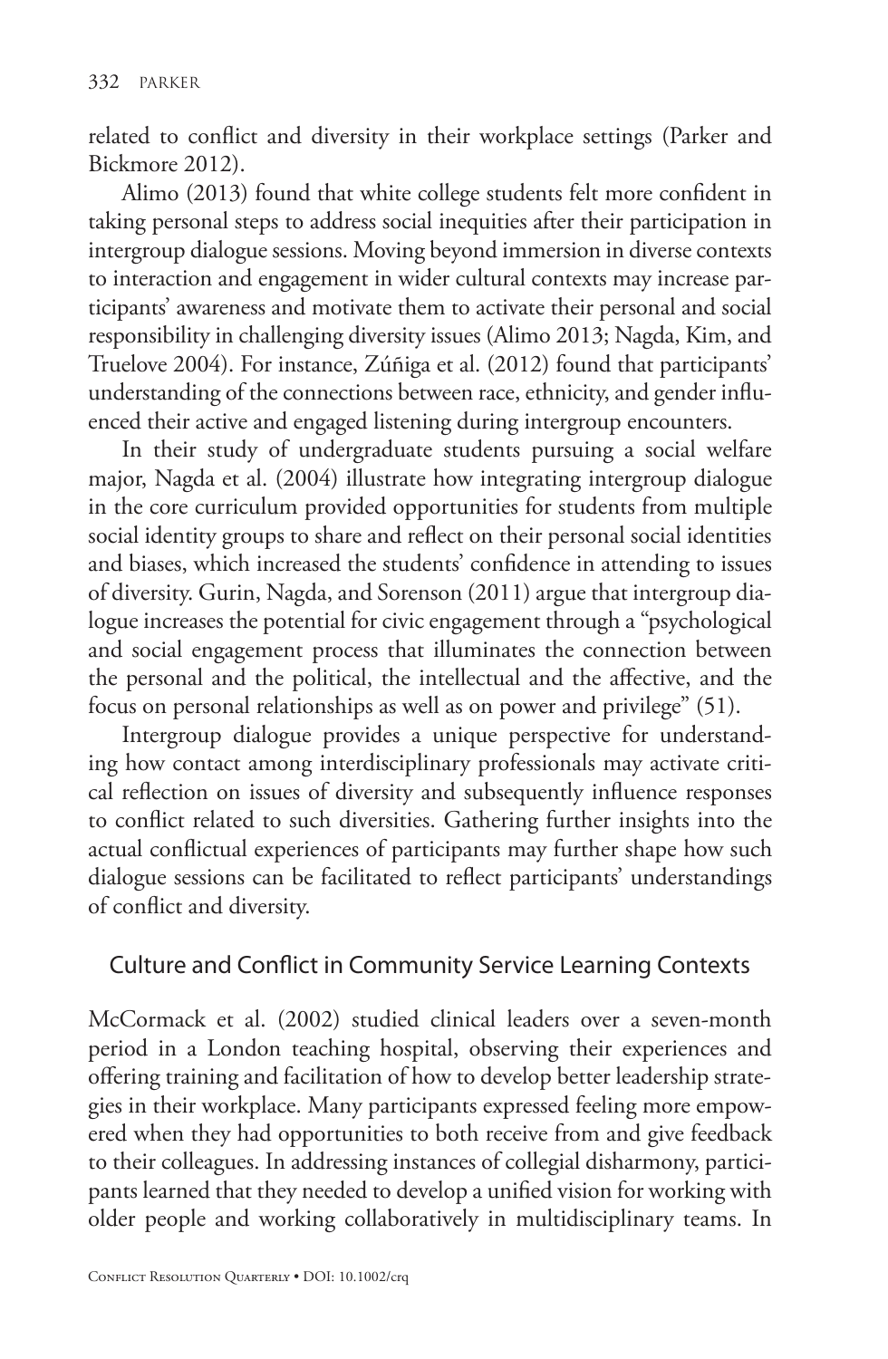related to conflict and diversity in their workplace settings (Parker and Bickmore 2012).

Alimo (2013) found that white college students felt more confident in taking personal steps to address social inequities after their participation in intergroup dialogue sessions. Moving beyond immersion in diverse contexts to interaction and engagement in wider cultural contexts may increase participants' awareness and motivate them to activate their personal and social responsibility in challenging diversity issues (Alimo 2013; Nagda, Kim, and Truelove 2004). For instance, Zúñiga et al. (2012) found that participants' understanding of the connections between race, ethnicity, and gender influenced their active and engaged listening during intergroup encounters.

In their study of undergraduate students pursuing a social welfare major, Nagda et al. (2004) illustrate how integrating intergroup dialogue in the core curriculum provided opportunities for students from multiple social identity groups to share and reflect on their personal social identities and biases, which increased the students' confidence in attending to issues of diversity. Gurin, Nagda, and Sorenson (2011) argue that intergroup dialogue increases the potential for civic engagement through a "psychological and social engagement process that illuminates the connection between the personal and the political, the intellectual and the affective, and the focus on personal relationships as well as on power and privilege" (51).

Intergroup dialogue provides a unique perspective for understanding how contact among interdisciplinary professionals may activate critical reflection on issues of diversity and subsequently influence responses to conflict related to such diversities. Gathering further insights into the actual conflictual experiences of participants may further shape how such dialogue sessions can be facilitated to reflect participants' understandings of conflict and diversity.

## Culture and Conflict in Community Service Learning Contexts

McCormack et al. (2002) studied clinical leaders over a seven-month period in a London teaching hospital, observing their experiences and offering training and facilitation of how to develop better leadership strategies in their workplace. Many participants expressed feeling more empowered when they had opportunities to both receive from and give feedback to their colleagues. In addressing instances of collegial disharmony, participants learned that they needed to develop a unified vision for working with older people and working collaboratively in multidisciplinary teams. In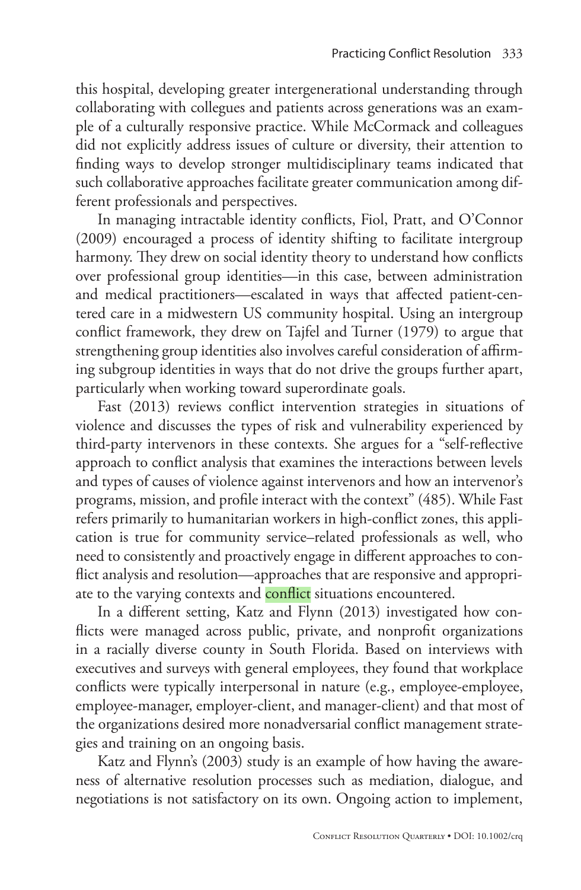this hospital, developing greater intergenerational understanding through collaborating with collegues and patients across generations was an example of a culturally responsive practice. While McCormack and colleagues did not explicitly address issues of culture or diversity, their attention to finding ways to develop stronger multidisciplinary teams indicated that such collaborative approaches facilitate greater communication among different professionals and perspectives.

In managing intractable identity conflicts, Fiol, Pratt, and O'Connor (2009) encouraged a process of identity shifting to facilitate intergroup harmony. They drew on social identity theory to understand how conflicts over professional group identities—in this case, between administration and medical practitioners—escalated in ways that affected patient-centered care in a midwestern US community hospital. Using an intergroup conflict framework, they drew on Tajfel and Turner (1979) to argue that strengthening group identities also involves careful consideration of affirming subgroup identities in ways that do not drive the groups further apart, particularly when working toward superordinate goals.

Fast (2013) reviews conflict intervention strategies in situations of violence and discusses the types of risk and vulnerability experienced by third-party intervenors in these contexts. She argues for a "self-reflective approach to conflict analysis that examines the interactions between levels and types of causes of violence against intervenors and how an intervenor's programs, mission, and profile interact with the context" (485). While Fast refers primarily to humanitarian workers in high-conflict zones, this application is true for community service–related professionals as well, who need to consistently and proactively engage in different approaches to conflict analysis and resolution—approaches that are responsive and appropriate to the varying contexts and conflict situations encountered.

In a different setting, Katz and Flynn (2013) investigated how conflicts were managed across public, private, and nonprofit organizations in a racially diverse county in South Florida. Based on interviews with executives and surveys with general employees, they found that workplace conflicts were typically interpersonal in nature (e.g., employee-employee, employee-manager, employer-client, and manager-client) and that most of the organizations desired more nonadversarial conflict management strategies and training on an ongoing basis.

Katz and Flynn's (2003) study is an example of how having the awareness of alternative resolution processes such as mediation, dialogue, and negotiations is not satisfactory on its own. Ongoing action to implement,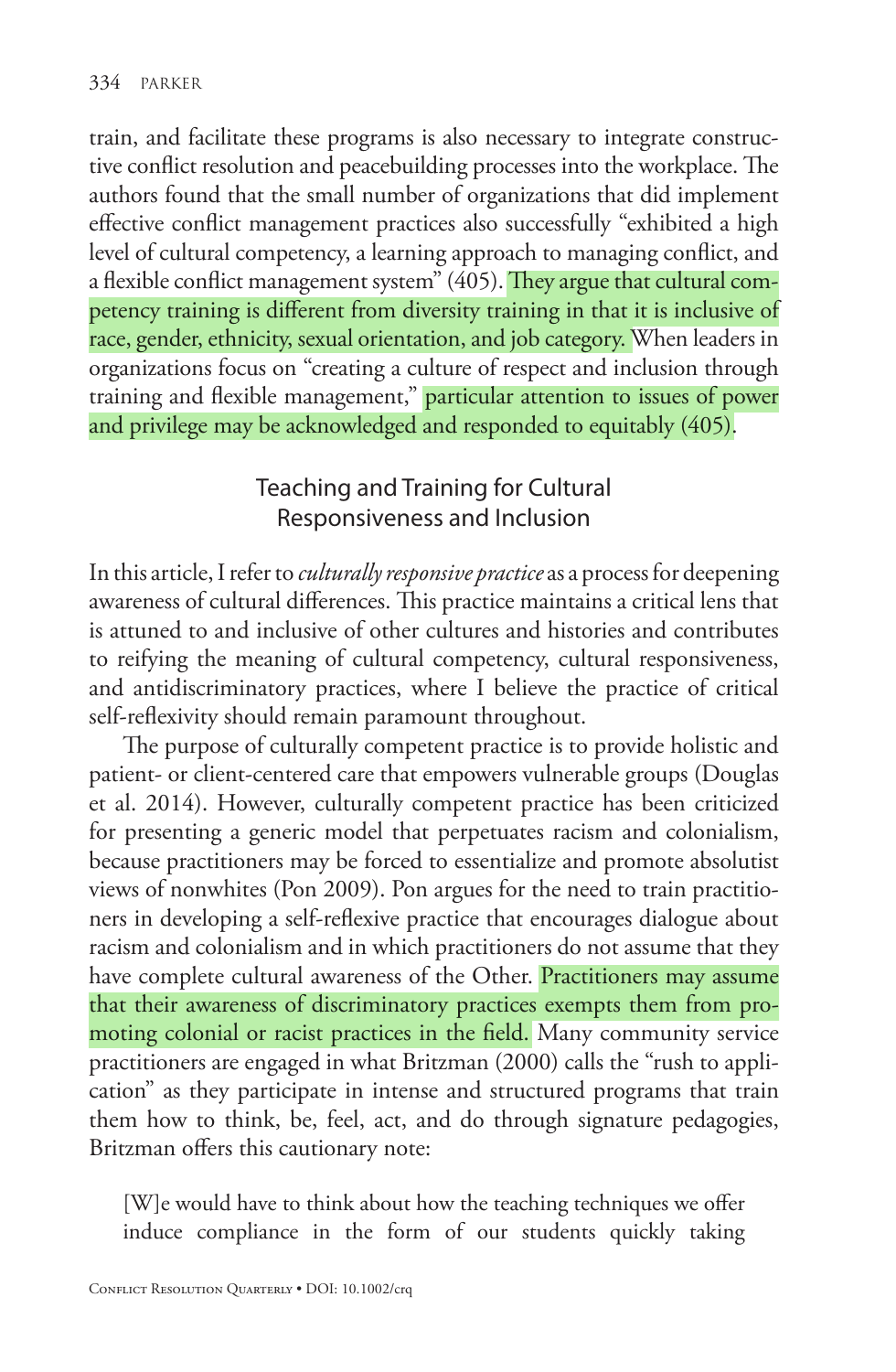train, and facilitate these programs is also necessary to integrate constructive conflict resolution and peacebuilding processes into the workplace. The authors found that the small number of organizations that did implement effective conflict management practices also successfully "exhibited a high level of cultural competency, a learning approach to managing conflict, and a flexible conflict management system" (405). They argue that cultural competency training is different from diversity training in that it is inclusive of race, gender, ethnicity, sexual orientation, and job category. When leaders in organizations focus on "creating a culture of respect and inclusion through training and flexible management," particular attention to issues of power and privilege may be acknowledged and responded to equitably (405).

## Teaching and Training for Cultural Responsiveness and Inclusion

In this article, I refer to *culturally responsive practice* as a process for deepening awareness of cultural differences. This practice maintains a critical lens that is attuned to and inclusive of other cultures and histories and contributes to reifying the meaning of cultural competency, cultural responsiveness, and antidiscriminatory practices, where I believe the practice of critical self-reflexivity should remain paramount throughout.

The purpose of culturally competent practice is to provide holistic and patient- or client-centered care that empowers vulnerable groups (Douglas et al. 2014). However, culturally competent practice has been criticized for presenting a generic model that perpetuates racism and colonialism, because practitioners may be forced to essentialize and promote absolutist views of nonwhites (Pon 2009). Pon argues for the need to train practitioners in developing a self-reflexive practice that encourages dialogue about racism and colonialism and in which practitioners do not assume that they have complete cultural awareness of the Other. Practitioners may assume that their awareness of discriminatory practices exempts them from promoting colonial or racist practices in the field. Many community service practitioners are engaged in what Britzman (2000) calls the "rush to application" as they participate in intense and structured programs that train them how to think, be, feel, act, and do through signature pedagogies, Britzman offers this cautionary note:

> [W]e would have to think about how the teaching techniques we offer induce compliance in the form of our students quickly taking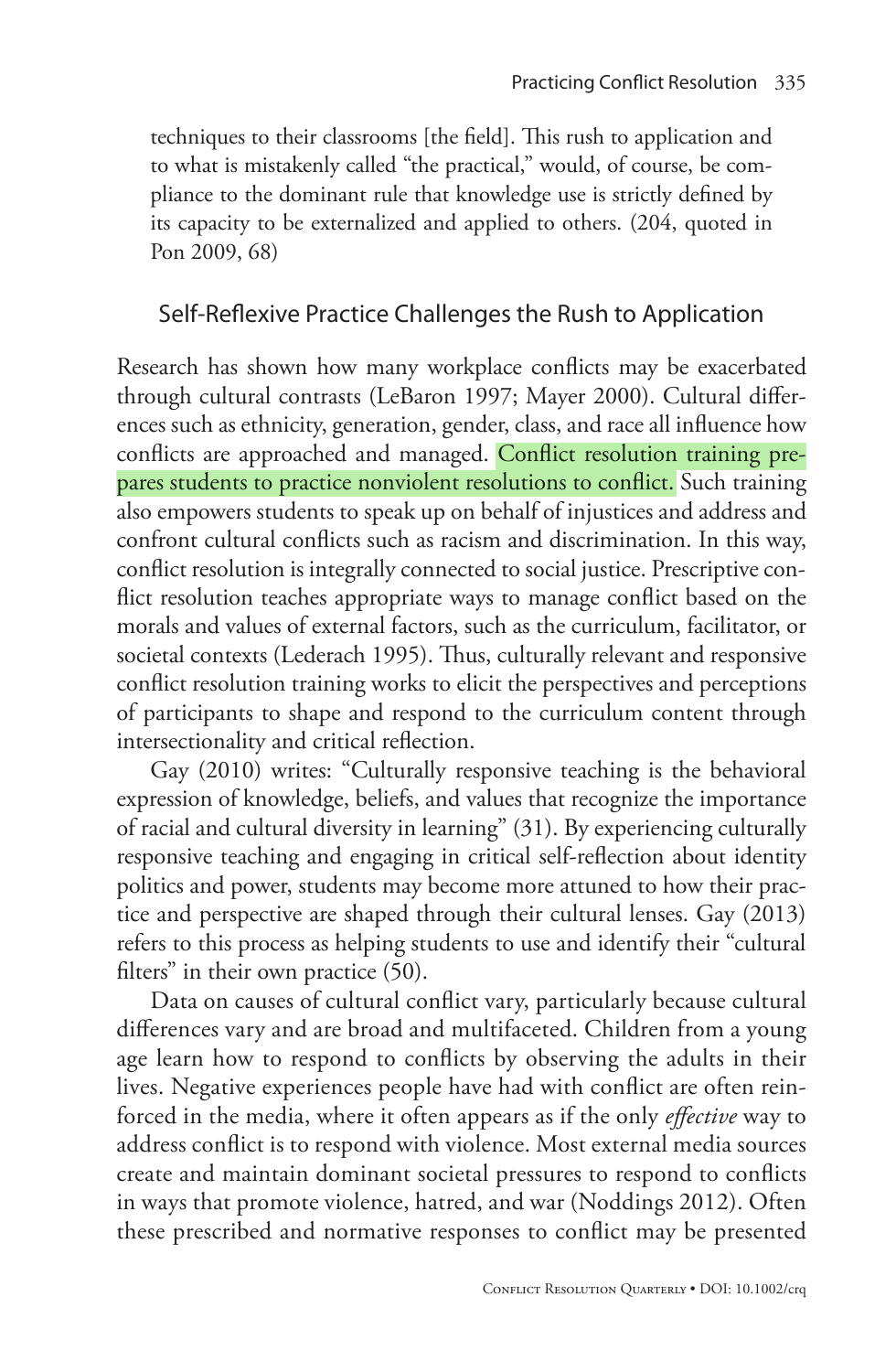techniques to their classrooms [the field]. This rush to application and to what is mistakenly called "the practical," would, of course, be compliance to the dominant rule that knowledge use is strictly defined by its capacity to be externalized and applied to others. (204, quoted in Pon 2009, 68)

## Self-Reflexive Practice Challenges the Rush to Application

Research has shown how many workplace conflicts may be exacerbated through cultural contrasts (LeBaron 1997; Mayer 2000). Cultural differences such as ethnicity, generation, gender, class, and race all influence how conflicts are approached and managed. Conflict resolution training prepares students to practice nonviolent resolutions to conflict. Such training also empowers students to speak up on behalf of injustices and address and confront cultural conflicts such as racism and discrimination. In this way, conflict resolution is integrally connected to social justice. Prescriptive conflict resolution teaches appropriate ways to manage conflict based on the morals and values of external factors, such as the curriculum, facilitator, or societal contexts (Lederach 1995). Thus, culturally relevant and responsive conflict resolution training works to elicit the perspectives and perceptions of participants to shape and respond to the curriculum content through intersectionality and critical reflection.

Gay (2010) writes: "Culturally responsive teaching is the behavioral expression of knowledge, beliefs, and values that recognize the importance of racial and cultural diversity in learning" (31). By experiencing culturally responsive teaching and engaging in critical self-reflection about identity politics and power, students may become more attuned to how their practice and perspective are shaped through their cultural lenses. Gay (2013) refers to this process as helping students to use and identify their "cultural filters" in their own practice (50).

Data on causes of cultural conflict vary, particularly because cultural differences vary and are broad and multifaceted. Children from a young age learn how to respond to conflicts by observing the adults in their lives. Negative experiences people have had with conflict are often reinforced in the media, where it often appears as if the only *effective* way to address conflict is to respond with violence. Most external media sources create and maintain dominant societal pressures to respond to conflicts in ways that promote violence, hatred, and war (Noddings 2012). Often these prescribed and normative responses to conflict may be presented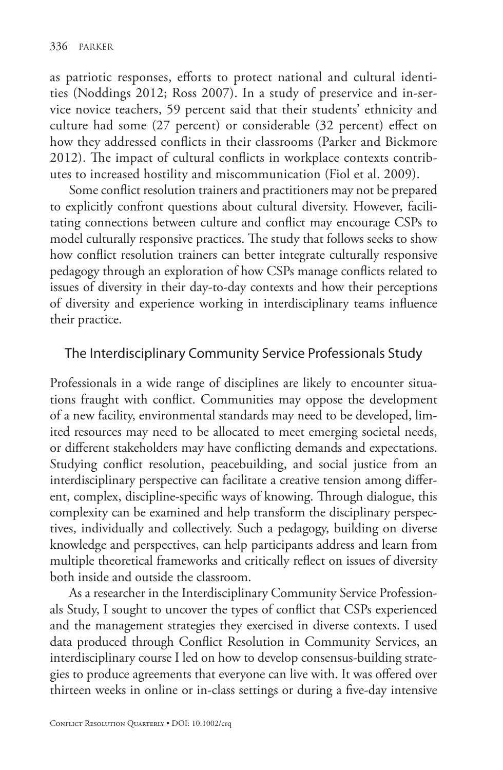as patriotic responses, efforts to protect national and cultural identities (Noddings 2012; Ross 2007). In a study of preservice and in-service novice teachers, 59 percent said that their students' ethnicity and culture had some (27 percent) or considerable (32 percent) effect on how they addressed conflicts in their classrooms (Parker and Bickmore 2012). The impact of cultural conflicts in workplace contexts contributes to increased hostility and miscommunication (Fiol et al. 2009).

Some conflict resolution trainers and practitioners may not be prepared to explicitly confront questions about cultural diversity. However, facilitating connections between culture and conflict may encourage CSPs to model culturally responsive practices. The study that follows seeks to show how conflict resolution trainers can better integrate culturally responsive pedagogy through an exploration of how CSPs manage conflicts related to issues of diversity in their day-to-day contexts and how their perceptions of diversity and experience working in interdisciplinary teams influence their practice.

## The Interdisciplinary Community Service Professionals Study

Professionals in a wide range of disciplines are likely to encounter situations fraught with conflict. Communities may oppose the development of a new facility, environmental standards may need to be developed, limited resources may need to be allocated to meet emerging societal needs, or different stakeholders may have conflicting demands and expectations. Studying conflict resolution, peacebuilding, and social justice from an interdisciplinary perspective can facilitate a creative tension among different, complex, discipline-specific ways of knowing. Through dialogue, this complexity can be examined and help transform the disciplinary perspectives, individually and collectively. Such a pedagogy, building on diverse knowledge and perspectives, can help participants address and learn from multiple theoretical frameworks and critically reflect on issues of diversity both inside and outside the classroom.

As a researcher in the Interdisciplinary Community Service Professionals Study, I sought to uncover the types of conflict that CSPs experienced and the management strategies they exercised in diverse contexts. I used data produced through Conflict Resolution in Community Services, an interdisciplinary course I led on how to develop consensus-building strategies to produce agreements that everyone can live with. It was offered over thirteen weeks in online or in-class settings or during a five-day intensive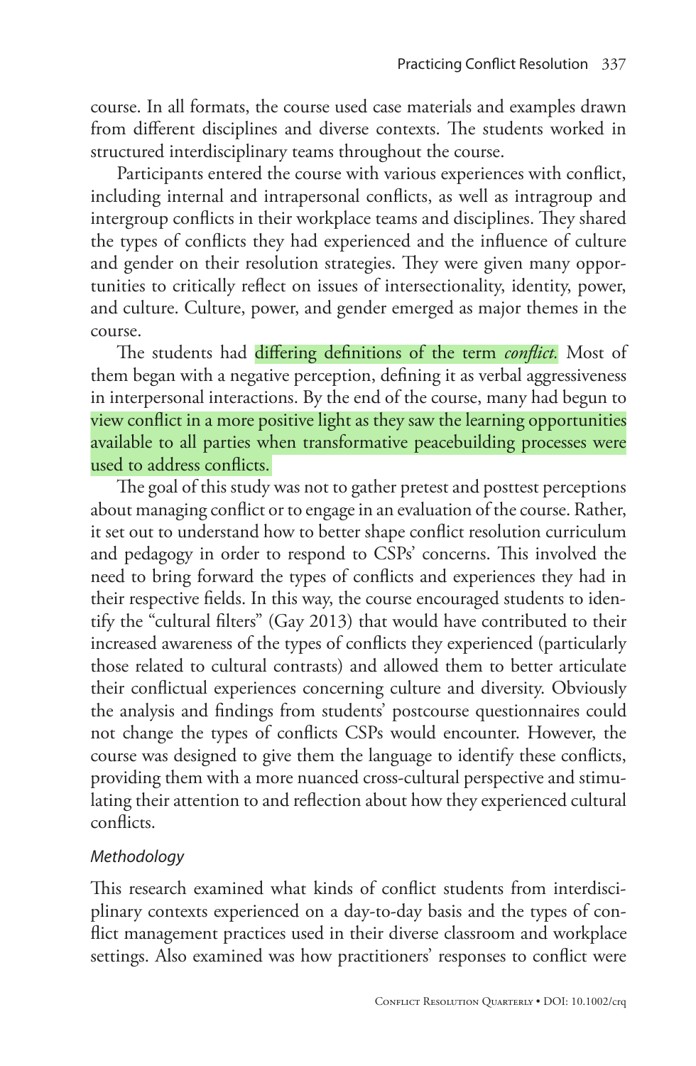course. In all formats, the course used case materials and examples drawn from different disciplines and diverse contexts. The students worked in structured interdisciplinary teams throughout the course.

Participants entered the course with various experiences with conflict, including internal and intrapersonal conflicts, as well as intragroup and intergroup conflicts in their workplace teams and disciplines. They shared the types of conflicts they had experienced and the influence of culture and gender on their resolution strategies. They were given many opportunities to critically reflect on issues of intersectionality, identity, power, and culture. Culture, power, and gender emerged as major themes in the course.

The students had differing definitions of the term *conflict.* Most of them began with a negative perception, defining it as verbal aggressiveness in interpersonal interactions. By the end of the course, many had begun to view conflict in a more positive light as they saw the learning opportunities available to all parties when transformative peacebuilding processes were used to address conflicts.

The goal of this study was not to gather pretest and posttest perceptions about managing conflict or to engage in an evaluation of the course. Rather, it set out to understand how to better shape conflict resolution curriculum and pedagogy in order to respond to CSPs' concerns. This involved the need to bring forward the types of conflicts and experiences they had in their respective fields. In this way, the course encouraged students to identify the "cultural filters" (Gay 2013) that would have contributed to their increased awareness of the types of conflicts they experienced (particularly those related to cultural contrasts) and allowed them to better articulate their conflictual experiences concerning culture and diversity. Obviously the analysis and findings from students' postcourse questionnaires could not change the types of conflicts CSPs would encounter. However, the course was designed to give them the language to identify these conflicts, providing them with a more nuanced cross-cultural perspective and stimulating their attention to and reflection about how they experienced cultural conflicts.

### *Methodology*

This research examined what kinds of conflict students from interdisciplinary contexts experienced on a day-to-day basis and the types of conflict management practices used in their diverse classroom and workplace settings. Also examined was how practitioners' responses to conflict were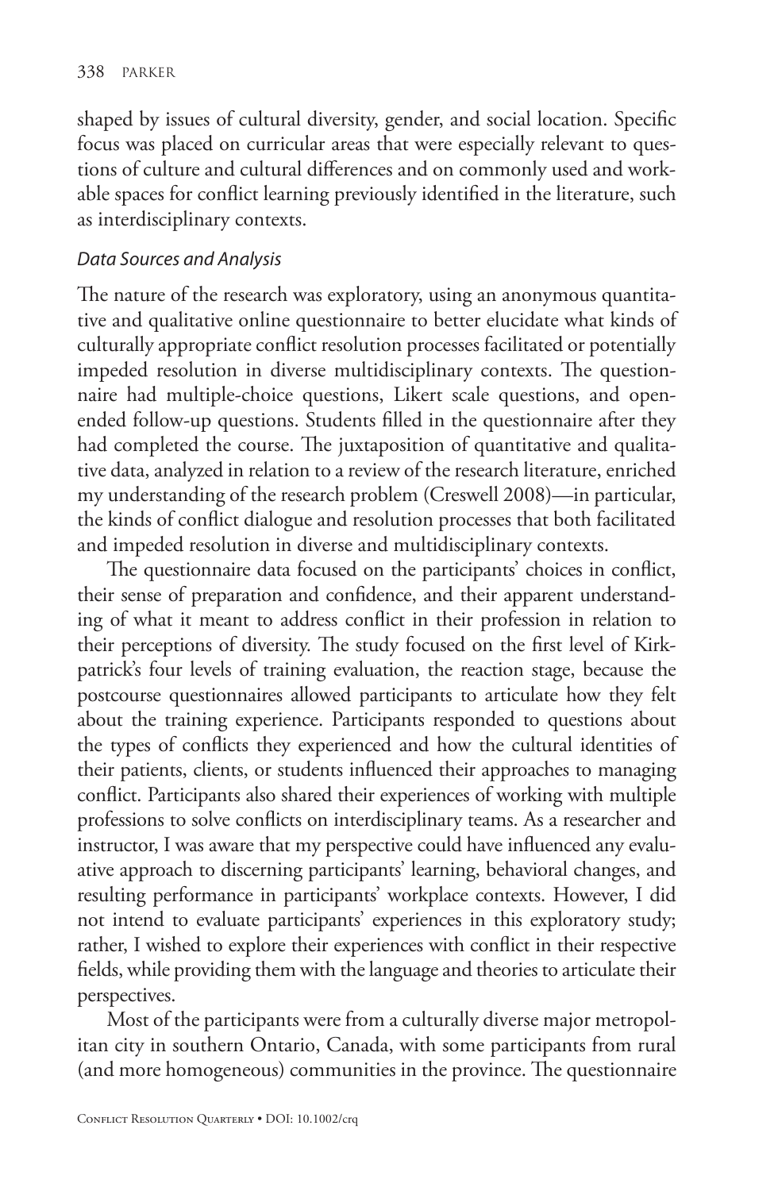shaped by issues of cultural diversity, gender, and social location. Specific focus was placed on curricular areas that were especially relevant to questions of culture and cultural differences and on commonly used and workable spaces for conflict learning previously identified in the literature, such as interdisciplinary contexts.

### *Data Sources and Analysis*

The nature of the research was exploratory, using an anonymous quantitative and qualitative online questionnaire to better elucidate what kinds of culturally appropriate conflict resolution processes facilitated or potentially impeded resolution in diverse multidisciplinary contexts. The questionnaire had multiple-choice questions, Likert scale questions, and open-ended follow-up questions. Students filled in the questionnaire after they had completed the course. The juxtaposition of quantitative and qualitative data, analyzed in relation to a review of the research literature, enriched my understanding of the research problem (Creswell 2008)—in particular, the kinds of conflict dialogue and resolution processes that both facilitated and impeded resolution in diverse and multidisciplinary contexts.

The questionnaire data focused on the participants' choices in conflict, their sense of preparation and confidence, and their apparent understanding of what it meant to address conflict in their profession in relation to their perceptions of diversity. The study focused on the first level of Kirkpatrick's four levels of training evaluation, the reaction stage, because the postcourse questionnaires allowed participants to articulate how they felt about the training experience. Participants responded to questions about the types of conflicts they experienced and how the cultural identities of their patients, clients, or students influenced their approaches to managing conflict. Participants also shared their experiences of working with multiple professions to solve conflicts on interdisciplinary teams. As a researcher and instructor, I was aware that my perspective could have influenced any evaluative approach to discerning participants' learning, behavioral changes, and resulting performance in participants' workplace contexts. However, I did not intend to evaluate participants' experiences in this exploratory study; rather, I wished to explore their experiences with conflict in their respective fields, while providing them with the language and theories to articulate their perspectives.

Most of the participants were from a culturally diverse major metropolitan city in southern Ontario, Canada, with some participants from rural (and more homogeneous) communities in the province. The questionnaire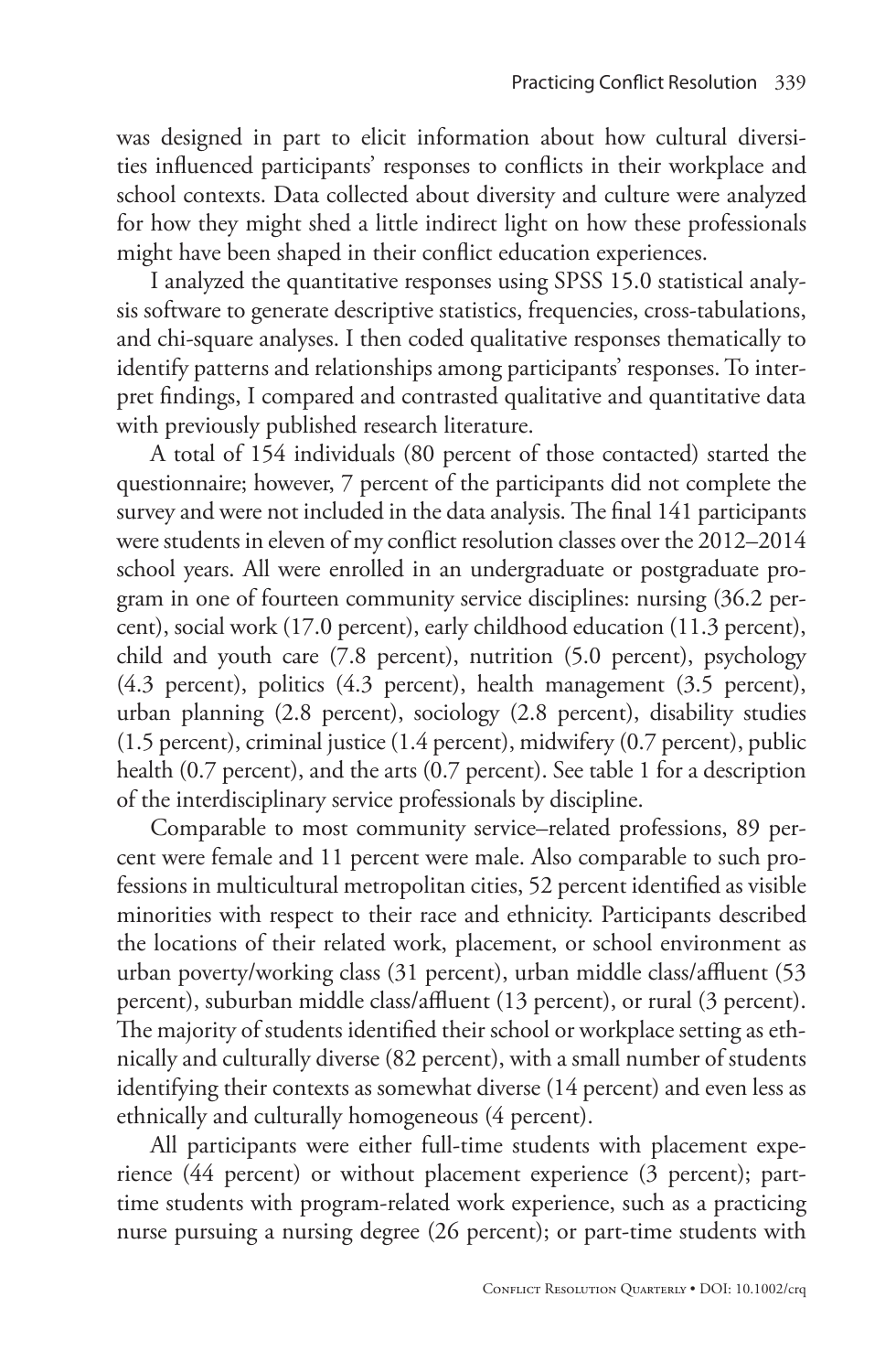was designed in part to elicit information about how cultural diversities influenced participants' responses to conflicts in their workplace and school contexts. Data collected about diversity and culture were analyzed for how they might shed a little indirect light on how these professionals might have been shaped in their conflict education experiences.

I analyzed the quantitative responses using SPSS 15.0 statistical analysis software to generate descriptive statistics, frequencies, cross-tabulations, and chi-square analyses. I then coded qualitative responses thematically to identify patterns and relationships among participants' responses. To interpret findings, I compared and contrasted qualitative and quantitative data with previously published research literature.

A total of 154 individuals (80 percent of those contacted) started the questionnaire; however, 7 percent of the participants did not complete the survey and were not included in the data analysis. The final 141 participants were students in eleven of my conflict resolution classes over the 2012–2014 school years. All were enrolled in an undergraduate or postgraduate program in one of fourteen community service disciplines: nursing (36.2 percent), social work (17.0 percent), early childhood education (11.3 percent), child and youth care (7.8 percent), nutrition (5.0 percent), psychology (4.3 percent), politics (4.3 percent), health management (3.5 percent), urban planning (2.8 percent), sociology (2.8 percent), disability studies (1.5 percent), criminal justice (1.4 percent), midwifery (0.7 percent), public health (0.7 percent), and the arts (0.7 percent). See table 1 for a description of the interdisciplinary service professionals by discipline.

Comparable to most community service–related professions, 89 percent were female and 11 percent were male. Also comparable to such professions in multicultural metropolitan cities, 52 percent identified as visible minorities with respect to their race and ethnicity. Participants described the locations of their related work, placement, or school environment as urban poverty/working class (31 percent), urban middle class/affluent (53 percent), suburban middle class/affluent (13 percent), or rural (3 percent). The majority of students identified their school or workplace setting as ethnically and culturally diverse (82 percent), with a small number of students identifying their contexts as somewhat diverse (14 percent) and even less as ethnically and culturally homogeneous (4 percent).

All participants were either full-time students with placement experience (44 percent) or without placement experience (3 percent); part-time students with program-related work experience, such as a practicing nurse pursuing a nursing degree (26 percent); or part-time students with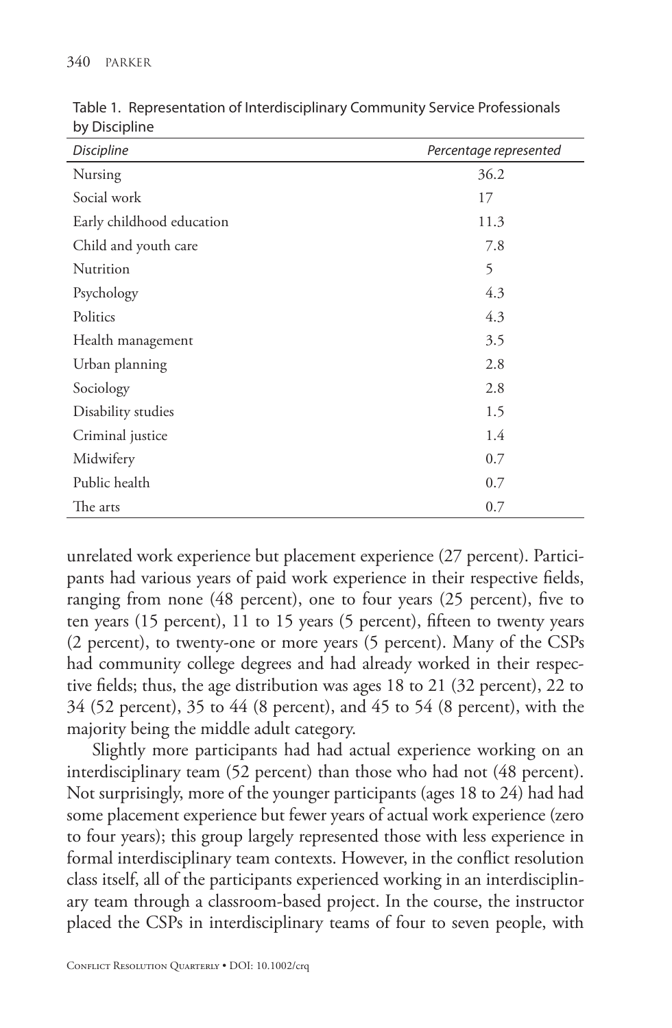Table 1. Representation of Interdisciplinary Community Service Professionals by Discipline

| *Discipline* | *Percentage represented* |
|---|---|
| Nursing | 36.2 |
| Social work | 17 |
| Early childhood education | 11.3 |
| Child and youth care | 7.8 |
| Nutrition | 5 |
| Psychology | 4.3 |
| Politics | 4.3 |
| Health management | 3.5 |
| Urban planning | 2.8 |
| Sociology | 2.8 |
| Disability studies | 1.5 |
| Criminal justice | 1.4 |
| Midwifery | 0.7 |
| Public health | 0.7 |
| The arts | 0.7 |

unrelated work experience but placement experience (27 percent). Participants had various years of paid work experience in their respective fields, ranging from none (48 percent), one to four years (25 percent), five to ten years (15 percent), 11 to 15 years (5 percent), fifteen to twenty years (2 percent), to twenty-one or more years (5 percent). Many of the CSPs had community college degrees and had already worked in their respective fields; thus, the age distribution was ages 18 to 21 (32 percent), 22 to 34 (52 percent), 35 to 44 (8 percent), and 45 to 54 (8 percent), with the majority being the middle adult category.

Slightly more participants had had actual experience working on an interdisciplinary team (52 percent) than those who had not (48 percent). Not surprisingly, more of the younger participants (ages 18 to 24) had had some placement experience but fewer years of actual work experience (zero to four years); this group largely represented those with less experience in formal interdisciplinary team contexts. However, in the conflict resolution class itself, all of the participants experienced working in an interdisciplinary team through a classroom-based project. In the course, the instructor placed the CSPs in interdisciplinary teams of four to seven people, with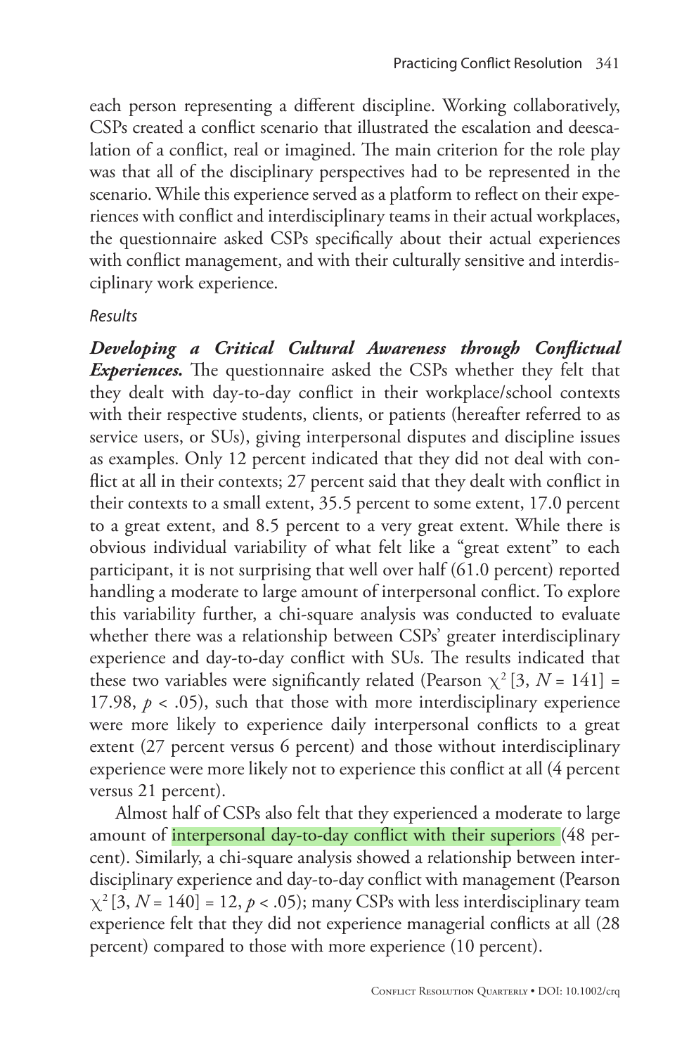each person representing a different discipline. Working collaboratively, CSPs created a conflict scenario that illustrated the escalation and deescalation of a conflict, real or imagined. The main criterion for the role play was that all of the disciplinary perspectives had to be represented in the scenario. While this experience served as a platform to reflect on their experiences with conflict and interdisciplinary teams in their actual workplaces, the questionnaire asked CSPs specifically about their actual experiences with conflict management, and with their culturally sensitive and interdisciplinary work experience.

*Results*

***Developing a Critical Cultural Awareness through Conflictual Experiences.*** The questionnaire asked the CSPs whether they felt that they dealt with day-to-day conflict in their workplace/school contexts with their respective students, clients, or patients (hereafter referred to as service users, or SUs), giving interpersonal disputes and discipline issues as examples. Only 12 percent indicated that they did not deal with conflict at all in their contexts; 27 percent said that they dealt with conflict in their contexts to a small extent, 35.5 percent to some extent, 17.0 percent to a great extent, and 8.5 percent to a very great extent. While there is obvious individual variability of what felt like a "great extent" to each participant, it is not surprising that well over half (61.0 percent) reported handling a moderate to large amount of interpersonal conflict. To explore this variability further, a chi-square analysis was conducted to evaluate whether there was a relationship between CSPs' greater interdisciplinary experience and day-to-day conflict with SUs. The results indicated that these two variables were significantly related (Pearson $\chi^2$ [3, $N$ = 141] = 17.98, $p < .05$), such that those with more interdisciplinary experience were more likely to experience daily interpersonal conflicts to a great extent (27 percent versus 6 percent) and those without interdisciplinary experience were more likely not to experience this conflict at all (4 percent versus 21 percent).

Almost half of CSPs also felt that they experienced a moderate to large amount of interpersonal day-to-day conflict with their superiors (48 percent). Similarly, a chi-square analysis showed a relationship between interdisciplinary experience and day-to-day conflict with management (Pearson $\chi^2$ [3, $N$ = 140] = 12, $p < .05$); many CSPs with less interdisciplinary team experience felt that they did not experience managerial conflicts at all (28 percent) compared to those with more experience (10 percent).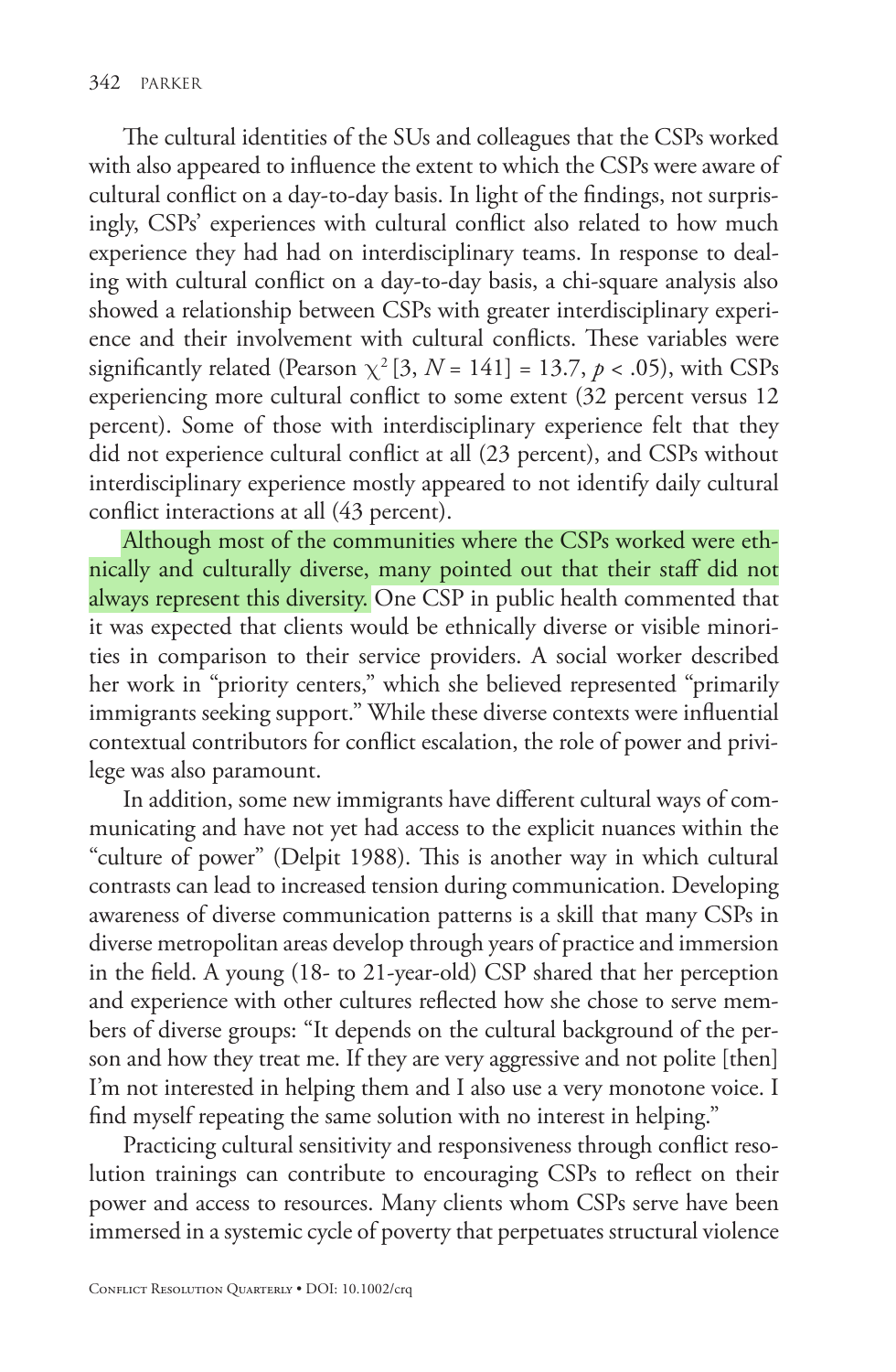The cultural identities of the SUs and colleagues that the CSPs worked with also appeared to influence the extent to which the CSPs were aware of cultural conflict on a day-to-day basis. In light of the findings, not surprisingly, CSPs' experiences with cultural conflict also related to how much experience they had had on interdisciplinary teams. In response to dealing with cultural conflict on a day-to-day basis, a chi-square analysis also showed a relationship between CSPs with greater interdisciplinary experience and their involvement with cultural conflicts. These variables were significantly related (Pearson $\chi^2$ [3, $N$ = 141] = 13.7, $p$ < .05), with CSPs experiencing more cultural conflict to some extent (32 percent versus 12 percent). Some of those with interdisciplinary experience felt that they did not experience cultural conflict at all (23 percent), and CSPs without interdisciplinary experience mostly appeared to not identify daily cultural conflict interactions at all (43 percent).

Although most of the communities where the CSPs worked were ethnically and culturally diverse, many pointed out that their staff did not always represent this diversity. One CSP in public health commented that it was expected that clients would be ethnically diverse or visible minorities in comparison to their service providers. A social worker described her work in "priority centers," which she believed represented "primarily immigrants seeking support." While these diverse contexts were influential contextual contributors for conflict escalation, the role of power and privilege was also paramount.

In addition, some new immigrants have different cultural ways of communicating and have not yet had access to the explicit nuances within the "culture of power" (Delpit 1988). This is another way in which cultural contrasts can lead to increased tension during communication. Developing awareness of diverse communication patterns is a skill that many CSPs in diverse metropolitan areas develop through years of practice and immersion in the field. A young (18- to 21-year-old) CSP shared that her perception and experience with other cultures reflected how she chose to serve members of diverse groups: "It depends on the cultural background of the person and how they treat me. If they are very aggressive and not polite [then] I'm not interested in helping them and I also use a very monotone voice. I find myself repeating the same solution with no interest in helping."

Practicing cultural sensitivity and responsiveness through conflict resolution trainings can contribute to encouraging CSPs to reflect on their power and access to resources. Many clients whom CSPs serve have been immersed in a systemic cycle of poverty that perpetuates structural violence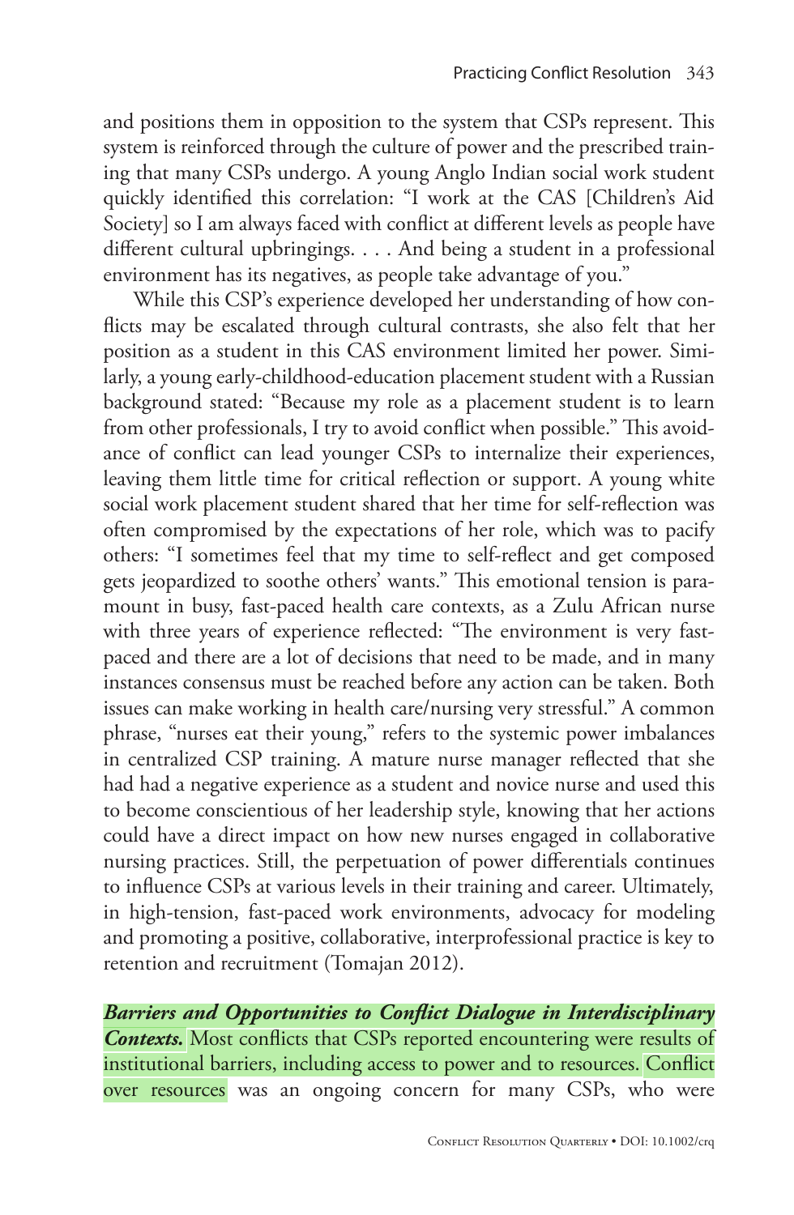and positions them in opposition to the system that CSPs represent. This system is reinforced through the culture of power and the prescribed training that many CSPs undergo. A young Anglo Indian social work student quickly identified this correlation: "I work at the CAS [Children's Aid Society] so I am always faced with conflict at different levels as people have different cultural upbringings. . . . And being a student in a professional environment has its negatives, as people take advantage of you."

While this CSP's experience developed her understanding of how conflicts may be escalated through cultural contrasts, she also felt that her position as a student in this CAS environment limited her power. Similarly, a young early-childhood-education placement student with a Russian background stated: "Because my role as a placement student is to learn from other professionals, I try to avoid conflict when possible." This avoidance of conflict can lead younger CSPs to internalize their experiences, leaving them little time for critical reflection or support. A young white social work placement student shared that her time for self-reflection was often compromised by the expectations of her role, which was to pacify others: "I sometimes feel that my time to self-reflect and get composed gets jeopardized to soothe others' wants." This emotional tension is paramount in busy, fast-paced health care contexts, as a Zulu African nurse with three years of experience reflected: "The environment is very fast-paced and there are a lot of decisions that need to be made, and in many instances consensus must be reached before any action can be taken. Both issues can make working in health care/nursing very stressful." A common phrase, "nurses eat their young," refers to the systemic power imbalances in centralized CSP training. A mature nurse manager reflected that she had had a negative experience as a student and novice nurse and used this to become conscientious of her leadership style, knowing that her actions could have a direct impact on how new nurses engaged in collaborative nursing practices. Still, the perpetuation of power differentials continues to influence CSPs at various levels in their training and career. Ultimately, in high-tension, fast-paced work environments, advocacy for modeling and promoting a positive, collaborative, interprofessional practice is key to retention and recruitment (Tomajan 2012).

***Barriers and Opportunities to Conflict Dialogue in Interdisciplinary Contexts.*** Most conflicts that CSPs reported encountering were results of institutional barriers, including access to power and to resources. Conflict over resources was an ongoing concern for many CSPs, who were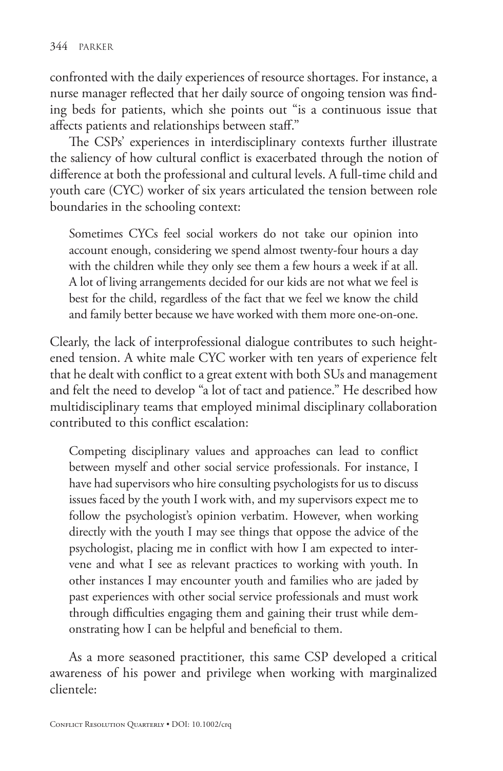confronted with the daily experiences of resource shortages. For instance, a nurse manager reflected that her daily source of ongoing tension was finding beds for patients, which she points out "is a continuous issue that affects patients and relationships between staff."

The CSPs' experiences in interdisciplinary contexts further illustrate the saliency of how cultural conflict is exacerbated through the notion of difference at both the professional and cultural levels. A full-time child and youth care (CYC) worker of six years articulated the tension between role boundaries in the schooling context:

> Sometimes CYCs feel social workers do not take our opinion into account enough, considering we spend almost twenty-four hours a day with the children while they only see them a few hours a week if at all. A lot of living arrangements decided for our kids are not what we feel is best for the child, regardless of the fact that we feel we know the child and family better because we have worked with them more one-on-one.

Clearly, the lack of interprofessional dialogue contributes to such heightened tension. A white male CYC worker with ten years of experience felt that he dealt with conflict to a great extent with both SUs and management and felt the need to develop "a lot of tact and patience." He described how multidisciplinary teams that employed minimal disciplinary collaboration contributed to this conflict escalation:

> Competing disciplinary values and approaches can lead to conflict between myself and other social service professionals. For instance, I have had supervisors who hire consulting psychologists for us to discuss issues faced by the youth I work with, and my supervisors expect me to follow the psychologist's opinion verbatim. However, when working directly with the youth I may see things that oppose the advice of the psychologist, placing me in conflict with how I am expected to intervene and what I see as relevant practices to working with youth. In other instances I may encounter youth and families who are jaded by past experiences with other social service professionals and must work through difficulties engaging them and gaining their trust while demonstrating how I can be helpful and beneficial to them.

As a more seasoned practitioner, this same CSP developed a critical awareness of his power and privilege when working with marginalized clientele: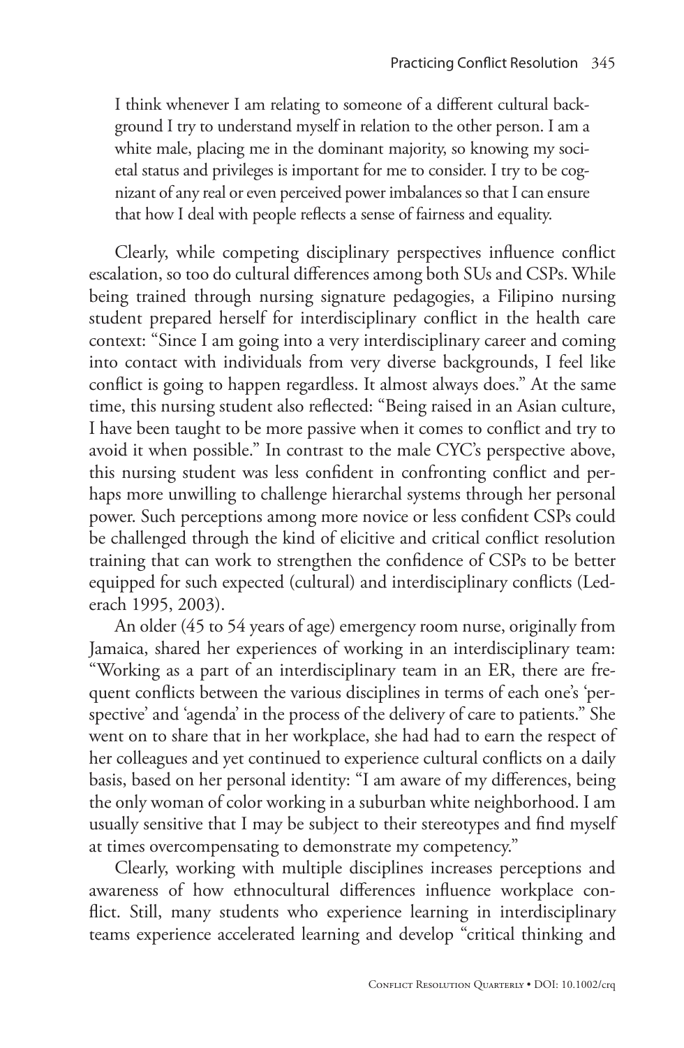> I think whenever I am relating to someone of a different cultural background I try to understand myself in relation to the other person. I am a white male, placing me in the dominant majority, so knowing my societal status and privileges is important for me to consider. I try to be cognizant of any real or even perceived power imbalances so that I can ensure that how I deal with people reflects a sense of fairness and equality.

Clearly, while competing disciplinary perspectives influence conflict escalation, so too do cultural differences among both SUs and CSPs. While being trained through nursing signature pedagogies, a Filipino nursing student prepared herself for interdisciplinary conflict in the health care context: "Since I am going into a very interdisciplinary career and coming into contact with individuals from very diverse backgrounds, I feel like conflict is going to happen regardless. It almost always does." At the same time, this nursing student also reflected: "Being raised in an Asian culture, I have been taught to be more passive when it comes to conflict and try to avoid it when possible." In contrast to the male CYC's perspective above, this nursing student was less confident in confronting conflict and perhaps more unwilling to challenge hierarchal systems through her personal power. Such perceptions among more novice or less confident CSPs could be challenged through the kind of elicitive and critical conflict resolution training that can work to strengthen the confidence of CSPs to be better equipped for such expected (cultural) and interdisciplinary conflicts (Lederach 1995, 2003).

An older (45 to 54 years of age) emergency room nurse, originally from Jamaica, shared her experiences of working in an interdisciplinary team: "Working as a part of an interdisciplinary team in an ER, there are frequent conflicts between the various disciplines in terms of each one's 'perspective' and 'agenda' in the process of the delivery of care to patients." She went on to share that in her workplace, she had had to earn the respect of her colleagues and yet continued to experience cultural conflicts on a daily basis, based on her personal identity: "I am aware of my differences, being the only woman of color working in a suburban white neighborhood. I am usually sensitive that I may be subject to their stereotypes and find myself at times overcompensating to demonstrate my competency."

Clearly, working with multiple disciplines increases perceptions and awareness of how ethnocultural differences influence workplace conflict. Still, many students who experience learning in interdisciplinary teams experience accelerated learning and develop "critical thinking and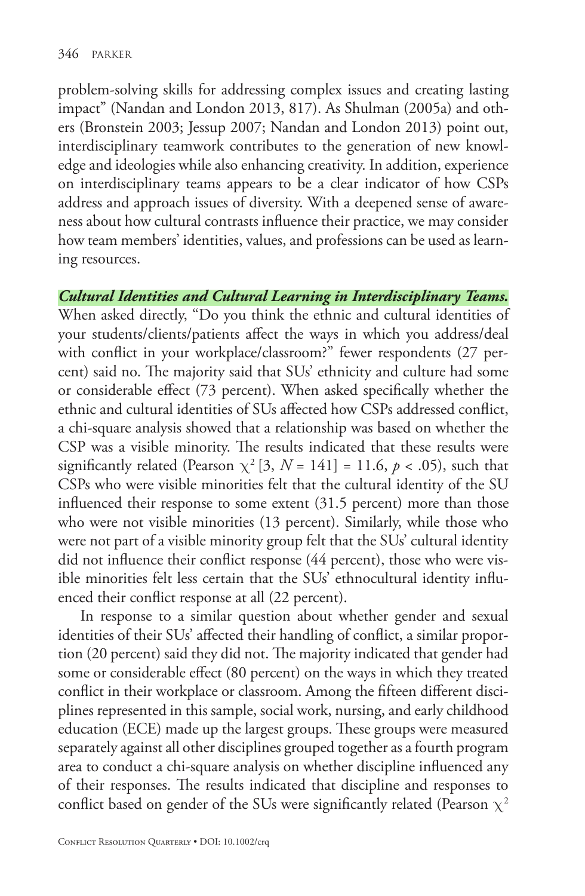problem-solving skills for addressing complex issues and creating lasting impact" (Nandan and London 2013, 817). As Shulman (2005a) and others (Bronstein 2003; Jessup 2007; Nandan and London 2013) point out, interdisciplinary teamwork contributes to the generation of new knowledge and ideologies while also enhancing creativity. In addition, experience on interdisciplinary teams appears to be a clear indicator of how CSPs address and approach issues of diversity. With a deepened sense of awareness about how cultural contrasts influence their practice, we may consider how team members' identities, values, and professions can be used as learning resources.

***Cultural Identities and Cultural Learning in Interdisciplinary Teams.*** When asked directly, "Do you think the ethnic and cultural identities of your students/clients/patients affect the ways in which you address/deal with conflict in your workplace/classroom?" fewer respondents (27 percent) said no. The majority said that SUs' ethnicity and culture had some or considerable effect (73 percent). When asked specifically whether the ethnic and cultural identities of SUs affected how CSPs addressed conflict, a chi-square analysis showed that a relationship was based on whether the CSP was a visible minority. The results indicated that these results were significantly related (Pearson $\chi^2$ [3, $N$ = 141] = 11.6, $p < .05$), such that CSPs who were visible minorities felt that the cultural identity of the SU influenced their response to some extent (31.5 percent) more than those who were not visible minorities (13 percent). Similarly, while those who were not part of a visible minority group felt that the SUs' cultural identity did not influence their conflict response (44 percent), those who were visible minorities felt less certain that the SUs' ethnocultural identity influenced their conflict response at all (22 percent).

In response to a similar question about whether gender and sexual identities of their SUs' affected their handling of conflict, a similar proportion (20 percent) said they did not. The majority indicated that gender had some or considerable effect (80 percent) on the ways in which they treated conflict in their workplace or classroom. Among the fifteen different disciplines represented in this sample, social work, nursing, and early childhood education (ECE) made up the largest groups. These groups were measured separately against all other disciplines grouped together as a fourth program area to conduct a chi-square analysis on whether discipline influenced any of their responses. The results indicated that discipline and responses to conflict based on gender of the SUs were significantly related (Pearson $\chi^2$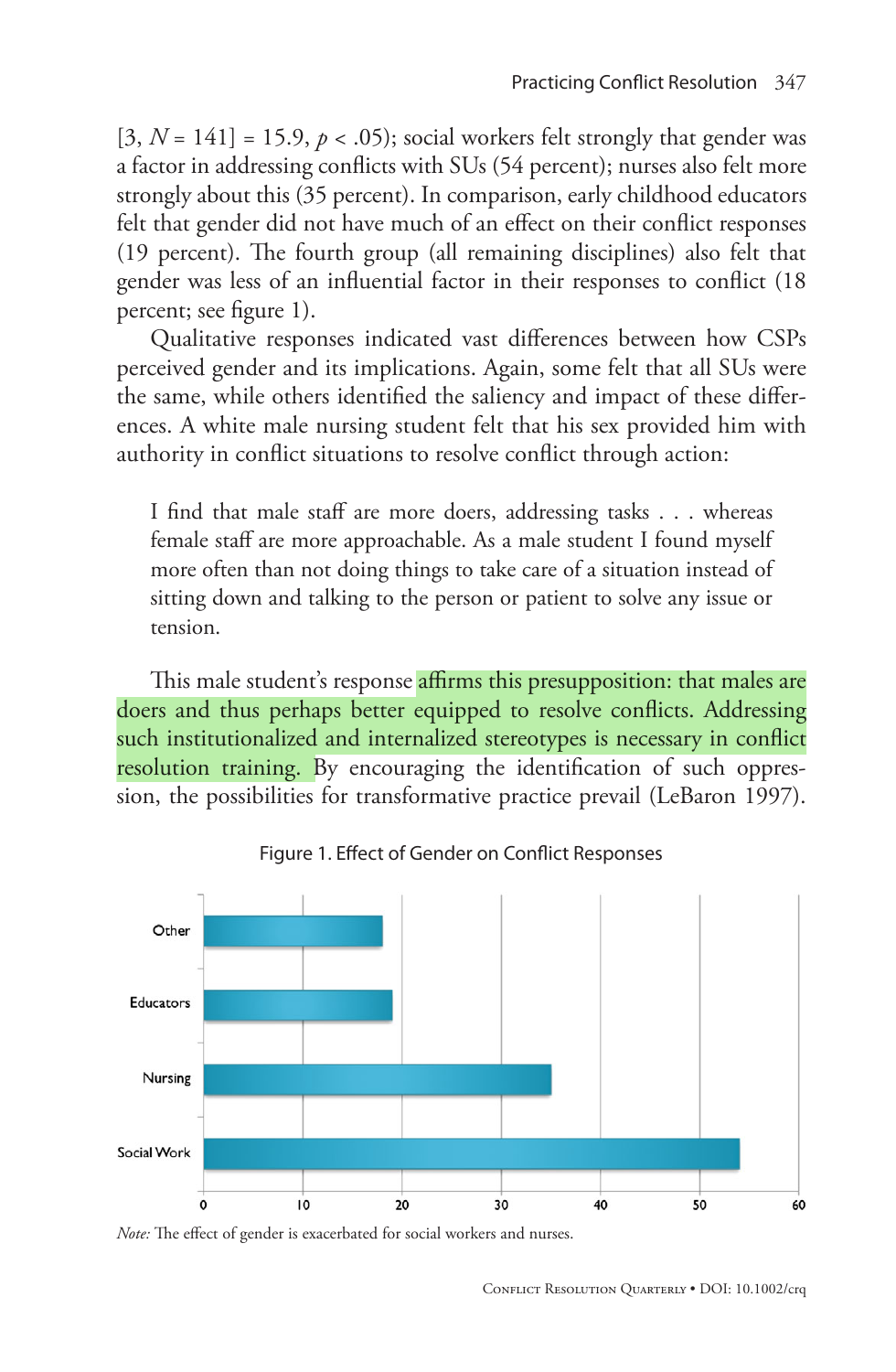[3, $N$ = 141] = 15.9, $p < .05$); social workers felt strongly that gender was a factor in addressing conflicts with SUs (54 percent); nurses also felt more strongly about this (35 percent). In comparison, early childhood educators felt that gender did not have much of an effect on their conflict responses (19 percent). The fourth group (all remaining disciplines) also felt that gender was less of an influential factor in their responses to conflict (18 percent; see figure 1).

Qualitative responses indicated vast differences between how CSPs perceived gender and its implications. Again, some felt that all SUs were the same, while others identified the saliency and impact of these differences. A white male nursing student felt that his sex provided him with authority in conflict situations to resolve conflict through action:

> I find that male staff are more doers, addressing tasks . . . whereas female staff are more approachable. As a male student I found myself more often than not doing things to take care of a situation instead of sitting down and talking to the person or patient to solve any issue or tension.

This male student's response affirms this presupposition: that males are doers and thus perhaps better equipped to resolve conflicts. Addressing such institutionalized and internalized stereotypes is necessary in conflict resolution training. By encouraging the identification of such oppression, the possibilities for transformative practice prevail (LeBaron 1997).

Figure 1. Effect of Gender on Conflict Responses

Other
Educators
Nursing
Social Work

0 10 20 30 40 50 60

*Note:* The effect of gender is exacerbated for social workers and nurses.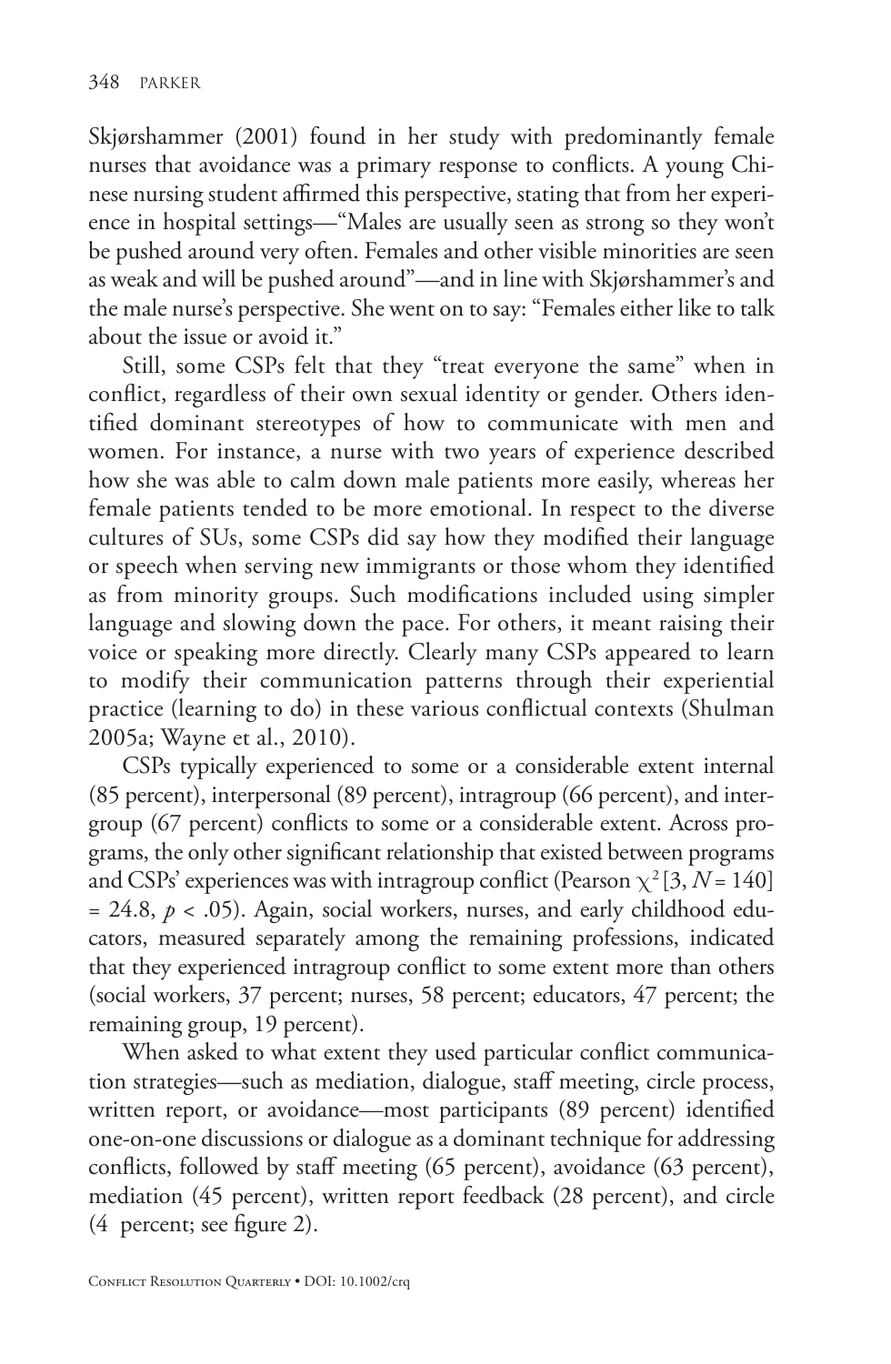Skjørshammer (2001) found in her study with predominantly female nurses that avoidance was a primary response to conflicts. A young Chinese nursing student affirmed this perspective, stating that from her experience in hospital settings—"Males are usually seen as strong so they won't be pushed around very often. Females and other visible minorities are seen as weak and will be pushed around"—and in line with Skjørshammer's and the male nurse's perspective. She went on to say: "Females either like to talk about the issue or avoid it."

Still, some CSPs felt that they "treat everyone the same" when in conflict, regardless of their own sexual identity or gender. Others identified dominant stereotypes of how to communicate with men and women. For instance, a nurse with two years of experience described how she was able to calm down male patients more easily, whereas her female patients tended to be more emotional. In respect to the diverse cultures of SUs, some CSPs did say how they modified their language or speech when serving new immigrants or those whom they identified as from minority groups. Such modifications included using simpler language and slowing down the pace. For others, it meant raising their voice or speaking more directly. Clearly many CSPs appeared to learn to modify their communication patterns through their experiential practice (learning to do) in these various conflictual contexts (Shulman 2005a; Wayne et al., 2010).

CSPs typically experienced to some or a considerable extent internal (85 percent), interpersonal (89 percent), intragroup (66 percent), and intergroup (67 percent) conflicts to some or a considerable extent. Across programs, the only other significant relationship that existed between programs and CSPs' experiences was with intragroup conflict (Pearson $\chi^2[3, N = 140] = 24.8$, $p < .05$). Again, social workers, nurses, and early childhood educators, measured separately among the remaining professions, indicated that they experienced intragroup conflict to some extent more than others (social workers, 37 percent; nurses, 58 percent; educators, 47 percent; the remaining group, 19 percent).

When asked to what extent they used particular conflict communication strategies—such as mediation, dialogue, staff meeting, circle process, written report, or avoidance—most participants (89 percent) identified one-on-one discussions or dialogue as a dominant technique for addressing conflicts, followed by staff meeting (65 percent), avoidance (63 percent), mediation (45 percent), written report feedback (28 percent), and circle (4 percent; see figure 2).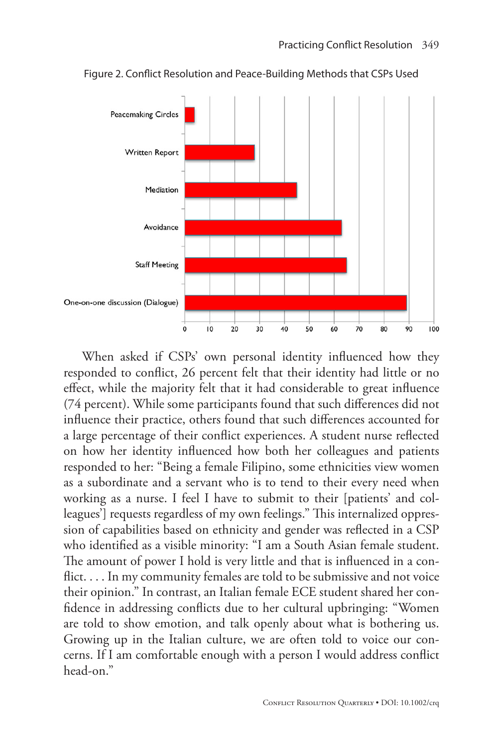Figure 2. Conflict Resolution and Peace-Building Methods that CSPs Used

Peacemaking Circles

Written Report

Mediation

Avoidance

Staff Meeting

One-on-one discussion (Dialogue)

0 10 20 30 40 50 60 70 80 90 100

When asked if CSPs' own personal identity influenced how they responded to conflict, 26 percent felt that their identity had little or no effect, while the majority felt that it had considerable to great influence (74 percent). While some participants found that such differences did not influence their practice, others found that such differences accounted for a large percentage of their conflict experiences. A student nurse reflected on how her identity influenced how both her colleagues and patients responded to her: "Being a female Filipino, some ethnicities view women as a subordinate and a servant who is to tend to their every need when working as a nurse. I feel I have to submit to their [patients' and colleagues'] requests regardless of my own feelings." This internalized oppression of capabilities based on ethnicity and gender was reflected in a CSP who identified as a visible minority: "I am a South Asian female student. The amount of power I hold is very little and that is influenced in a conflict. . . . In my community females are told to be submissive and not voice their opinion." In contrast, an Italian female ECE student shared her confidence in addressing conflicts due to her cultural upbringing: "Women are told to show emotion, and talk openly about what is bothering us. Growing up in the Italian culture, we are often told to voice our concerns. If I am comfortable enough with a person I would address conflict head-on."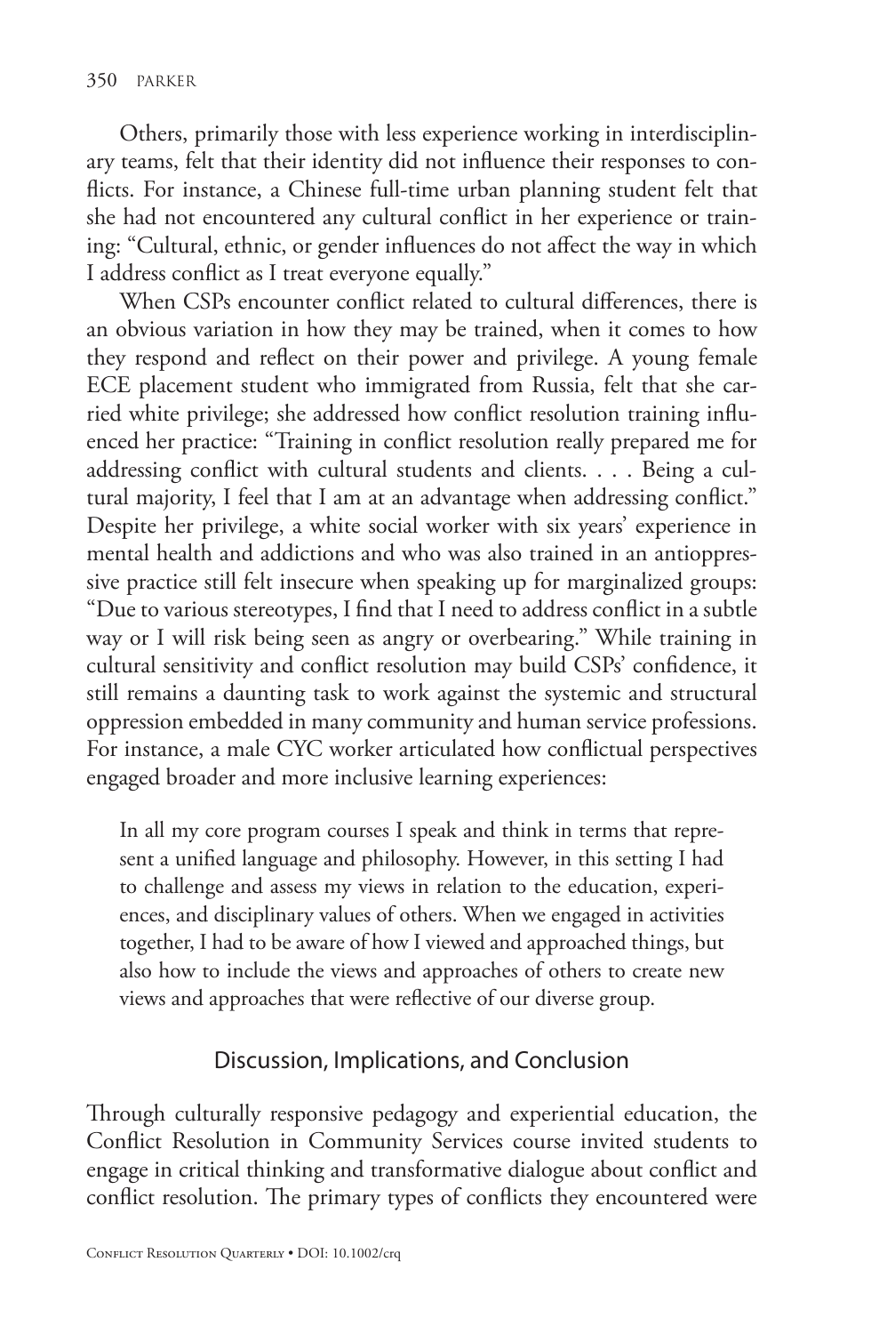Others, primarily those with less experience working in interdisciplinary teams, felt that their identity did not influence their responses to conflicts. For instance, a Chinese full-time urban planning student felt that she had not encountered any cultural conflict in her experience or training: "Cultural, ethnic, or gender influences do not affect the way in which I address conflict as I treat everyone equally."

When CSPs encounter conflict related to cultural differences, there is an obvious variation in how they may be trained, when it comes to how they respond and reflect on their power and privilege. A young female ECE placement student who immigrated from Russia, felt that she carried white privilege; she addressed how conflict resolution training influenced her practice: "Training in conflict resolution really prepared me for addressing conflict with cultural students and clients. . . . Being a cultural majority, I feel that I am at an advantage when addressing conflict." Despite her privilege, a white social worker with six years' experience in mental health and addictions and who was also trained in an antioppressive practice still felt insecure when speaking up for marginalized groups: "Due to various stereotypes, I find that I need to address conflict in a subtle way or I will risk being seen as angry or overbearing." While training in cultural sensitivity and conflict resolution may build CSPs' confidence, it still remains a daunting task to work against the systemic and structural oppression embedded in many community and human service professions. For instance, a male CYC worker articulated how conflictual perspectives engaged broader and more inclusive learning experiences:

> In all my core program courses I speak and think in terms that represent a unified language and philosophy. However, in this setting I had to challenge and assess my views in relation to the education, experiences, and disciplinary values of others. When we engaged in activities together, I had to be aware of how I viewed and approached things, but also how to include the views and approaches of others to create new views and approaches that were reflective of our diverse group.

## Discussion, Implications, and Conclusion

Through culturally responsive pedagogy and experiential education, the Conflict Resolution in Community Services course invited students to engage in critical thinking and transformative dialogue about conflict and conflict resolution. The primary types of conflicts they encountered were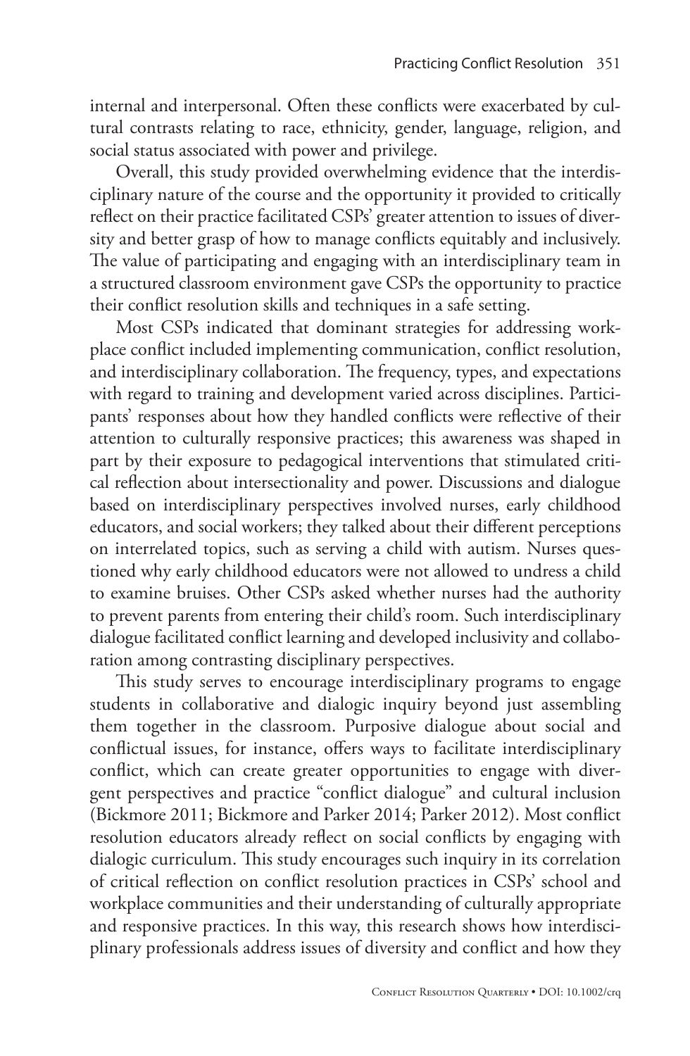internal and interpersonal. Often these conflicts were exacerbated by cultural contrasts relating to race, ethnicity, gender, language, religion, and social status associated with power and privilege.

Overall, this study provided overwhelming evidence that the interdisciplinary nature of the course and the opportunity it provided to critically reflect on their practice facilitated CSPs' greater attention to issues of diversity and better grasp of how to manage conflicts equitably and inclusively. The value of participating and engaging with an interdisciplinary team in a structured classroom environment gave CSPs the opportunity to practice their conflict resolution skills and techniques in a safe setting.

Most CSPs indicated that dominant strategies for addressing workplace conflict included implementing communication, conflict resolution, and interdisciplinary collaboration. The frequency, types, and expectations with regard to training and development varied across disciplines. Participants' responses about how they handled conflicts were reflective of their attention to culturally responsive practices; this awareness was shaped in part by their exposure to pedagogical interventions that stimulated critical reflection about intersectionality and power. Discussions and dialogue based on interdisciplinary perspectives involved nurses, early childhood educators, and social workers; they talked about their different perceptions on interrelated topics, such as serving a child with autism. Nurses questioned why early childhood educators were not allowed to undress a child to examine bruises. Other CSPs asked whether nurses had the authority to prevent parents from entering their child's room. Such interdisciplinary dialogue facilitated conflict learning and developed inclusivity and collaboration among contrasting disciplinary perspectives.

This study serves to encourage interdisciplinary programs to engage students in collaborative and dialogic inquiry beyond just assembling them together in the classroom. Purposive dialogue about social and conflictual issues, for instance, offers ways to facilitate interdisciplinary conflict, which can create greater opportunities to engage with divergent perspectives and practice "conflict dialogue" and cultural inclusion (Bickmore 2011; Bickmore and Parker 2014; Parker 2012). Most conflict resolution educators already reflect on social conflicts by engaging with dialogic curriculum. This study encourages such inquiry in its correlation of critical reflection on conflict resolution practices in CSPs' school and workplace communities and their understanding of culturally appropriate and responsive practices. In this way, this research shows how interdisciplinary professionals address issues of diversity and conflict and how they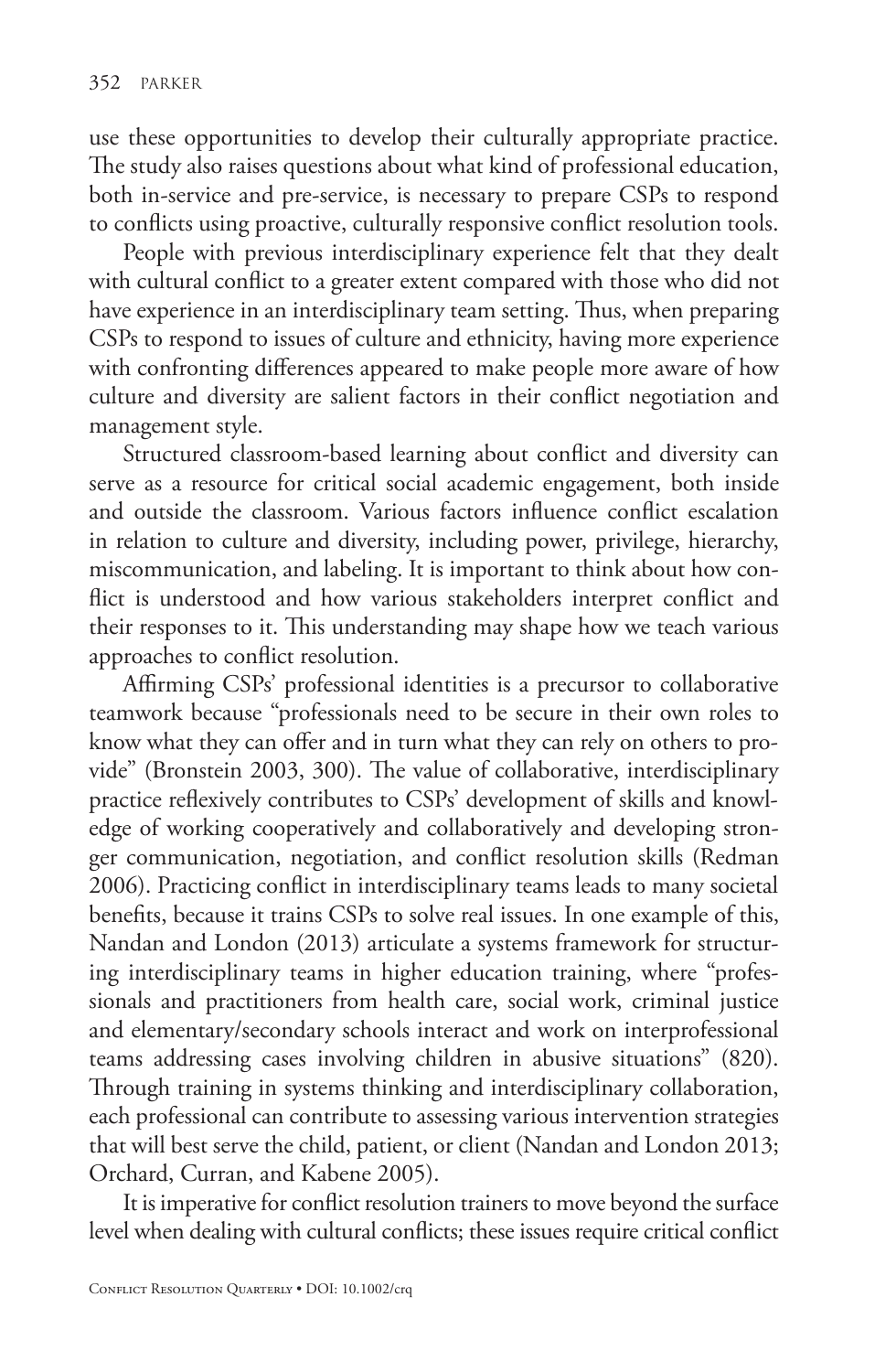use these opportunities to develop their culturally appropriate practice. The study also raises questions about what kind of professional education, both in-service and pre-service, is necessary to prepare CSPs to respond to conflicts using proactive, culturally responsive conflict resolution tools.

People with previous interdisciplinary experience felt that they dealt with cultural conflict to a greater extent compared with those who did not have experience in an interdisciplinary team setting. Thus, when preparing CSPs to respond to issues of culture and ethnicity, having more experience with confronting differences appeared to make people more aware of how culture and diversity are salient factors in their conflict negotiation and management style.

Structured classroom-based learning about conflict and diversity can serve as a resource for critical social academic engagement, both inside and outside the classroom. Various factors influence conflict escalation in relation to culture and diversity, including power, privilege, hierarchy, miscommunication, and labeling. It is important to think about how conflict is understood and how various stakeholders interpret conflict and their responses to it. This understanding may shape how we teach various approaches to conflict resolution.

Affirming CSPs' professional identities is a precursor to collaborative teamwork because "professionals need to be secure in their own roles to know what they can offer and in turn what they can rely on others to provide" (Bronstein 2003, 300). The value of collaborative, interdisciplinary practice reflexively contributes to CSPs' development of skills and knowledge of working cooperatively and collaboratively and developing stronger communication, negotiation, and conflict resolution skills (Redman 2006). Practicing conflict in interdisciplinary teams leads to many societal benefits, because it trains CSPs to solve real issues. In one example of this, Nandan and London (2013) articulate a systems framework for structuring interdisciplinary teams in higher education training, where "professionals and practitioners from health care, social work, criminal justice and elementary/secondary schools interact and work on interprofessional teams addressing cases involving children in abusive situations" (820). Through training in systems thinking and interdisciplinary collaboration, each professional can contribute to assessing various intervention strategies that will best serve the child, patient, or client (Nandan and London 2013; Orchard, Curran, and Kabene 2005).

It is imperative for conflict resolution trainers to move beyond the surface level when dealing with cultural conflicts; these issues require critical conflict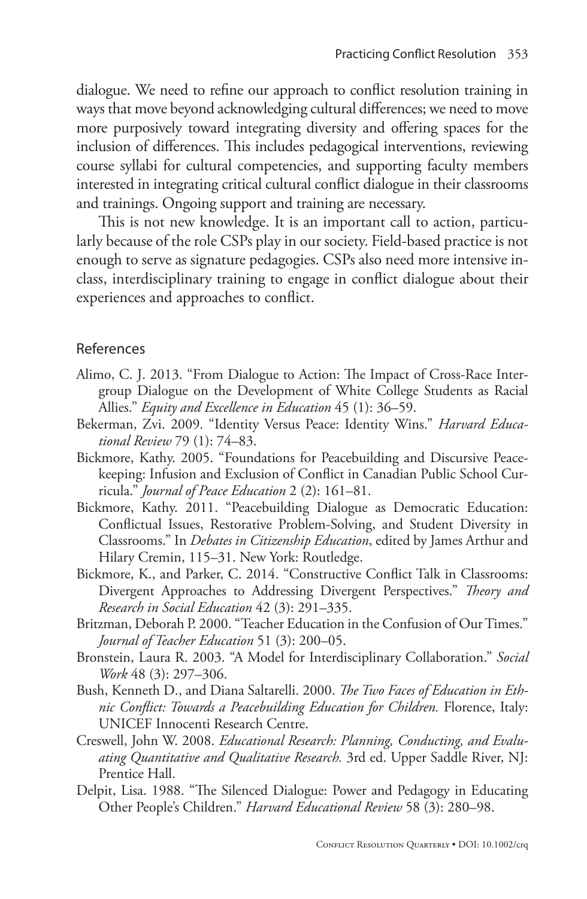dialogue. We need to refine our approach to conflict resolution training in ways that move beyond acknowledging cultural differences; we need to move more purposively toward integrating diversity and offering spaces for the inclusion of differences. This includes pedagogical interventions, reviewing course syllabi for cultural competencies, and supporting faculty members interested in integrating critical cultural conflict dialogue in their classrooms and trainings. Ongoing support and training are necessary.

This is not new knowledge. It is an important call to action, particularly because of the role CSPs play in our society. Field-based practice is not enough to serve as signature pedagogies. CSPs also need more intensive in-class, interdisciplinary training to engage in conflict dialogue about their experiences and approaches to conflict.

## References

Alimo, C. J. 2013. "From Dialogue to Action: The Impact of Cross-Race Intergroup Dialogue on the Development of White College Students as Racial Allies." *Equity and Excellence in Education* 45 (1): 36–59.

Bekerman, Zvi. 2009. "Identity Versus Peace: Identity Wins." *Harvard Educational Review* 79 (1): 74–83.

Bickmore, Kathy. 2005. "Foundations for Peacebuilding and Discursive Peacekeeping: Infusion and Exclusion of Conflict in Canadian Public School Curricula." *Journal of Peace Education* 2 (2): 161–81.

Bickmore, Kathy. 2011. "Peacebuilding Dialogue as Democratic Education: Conflictual Issues, Restorative Problem-Solving, and Student Diversity in Classrooms." In *Debates in Citizenship Education*, edited by James Arthur and Hilary Cremin, 115–31. New York: Routledge.

Bickmore, K., and Parker, C. 2014. "Constructive Conflict Talk in Classrooms: Divergent Approaches to Addressing Divergent Perspectives." *Theory and Research in Social Education* 42 (3): 291–335.

Britzman, Deborah P. 2000. "Teacher Education in the Confusion of Our Times." *Journal of Teacher Education* 51 (3): 200–05.

Bronstein, Laura R. 2003. "A Model for Interdisciplinary Collaboration." *Social Work* 48 (3): 297–306.

Bush, Kenneth D., and Diana Saltarelli. 2000. *The Two Faces of Education in Ethnic Conflict: Towards a Peacebuilding Education for Children.* Florence, Italy: UNICEF Innocenti Research Centre.

Creswell, John W. 2008. *Educational Research: Planning, Conducting, and Evaluating Quantitative and Qualitative Research.* 3rd ed. Upper Saddle River, NJ: Prentice Hall.

Delpit, Lisa. 1988. "The Silenced Dialogue: Power and Pedagogy in Educating Other People's Children." *Harvard Educational Review* 58 (3): 280–98.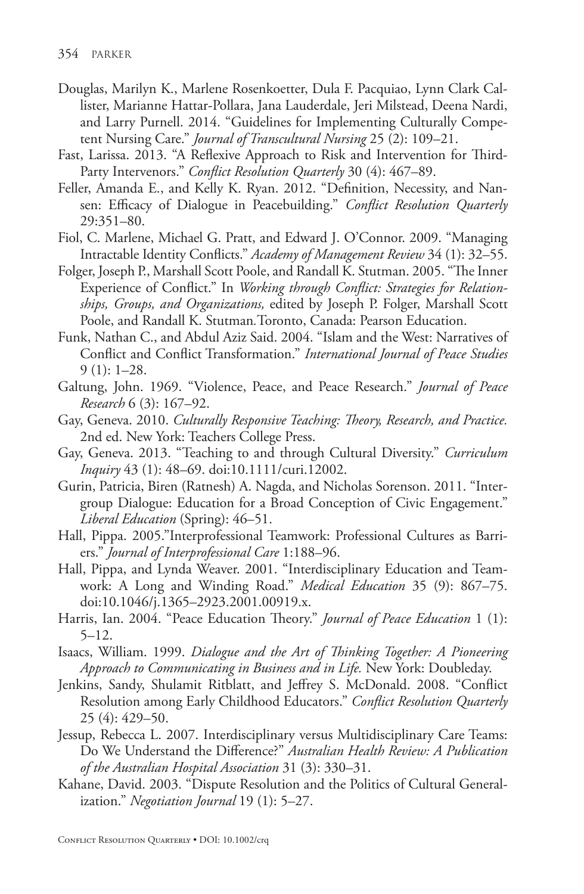Douglas, Marilyn K., Marlene Rosenkoetter, Dula F. Pacquiao, Lynn Clark Callister, Marianne Hattar-Pollara, Jana Lauderdale, Jeri Milstead, Deena Nardi, and Larry Purnell. 2014. "Guidelines for Implementing Culturally Competent Nursing Care." *Journal of Transcultural Nursing* 25 (2): 109–21.

Fast, Larissa. 2013. "A Reflexive Approach to Risk and Intervention for Third-Party Intervenors." *Conflict Resolution Quarterly* 30 (4): 467–89.

Feller, Amanda E., and Kelly K. Ryan. 2012. "Definition, Necessity, and Nansen: Efficacy of Dialogue in Peacebuilding." *Conflict Resolution Quarterly* 29:351–80.

Fiol, C. Marlene, Michael G. Pratt, and Edward J. O'Connor. 2009. "Managing Intractable Identity Conflicts." *Academy of Management Review* 34 (1): 32–55.

Folger, Joseph P., Marshall Scott Poole, and Randall K. Stutman. 2005. "The Inner Experience of Conflict." In *Working through Conflict: Strategies for Relationships, Groups, and Organizations,* edited by Joseph P. Folger, Marshall Scott Poole, and Randall K. Stutman. Toronto, Canada: Pearson Education.

Funk, Nathan C., and Abdul Aziz Said. 2004. "Islam and the West: Narratives of Conflict and Conflict Transformation." *International Journal of Peace Studies* 9 (1): 1–28.

Galtung, John. 1969. "Violence, Peace, and Peace Research." *Journal of Peace Research* 6 (3): 167–92.

Gay, Geneva. 2010. *Culturally Responsive Teaching: Theory, Research, and Practice.* 2nd ed. New York: Teachers College Press.

Gay, Geneva. 2013. "Teaching to and through Cultural Diversity." *Curriculum Inquiry* 43 (1): 48–69. doi:10.1111/curi.12002.

Gurin, Patricia, Biren (Ratnesh) A. Nagda, and Nicholas Sorenson. 2011. "Intergroup Dialogue: Education for a Broad Conception of Civic Engagement." *Liberal Education* (Spring): 46–51.

Hall, Pippa. 2005."Interprofessional Teamwork: Professional Cultures as Barriers." *Journal of Interprofessional Care* 1:188–96.

Hall, Pippa, and Lynda Weaver. 2001. "Interdisciplinary Education and Teamwork: A Long and Winding Road." *Medical Education* 35 (9): 867–75. doi:10.1046/j.1365–2923.2001.00919.x.

Harris, Ian. 2004. "Peace Education Theory." *Journal of Peace Education* 1 (1): 5–12.

Isaacs, William. 1999. *Dialogue and the Art of Thinking Together: A Pioneering Approach to Communicating in Business and in Life.* New York: Doubleday.

Jenkins, Sandy, Shulamit Ritblatt, and Jeffrey S. McDonald. 2008. "Conflict Resolution among Early Childhood Educators." *Conflict Resolution Quarterly* 25 (4): 429–50.

Jessup, Rebecca L. 2007. Interdisciplinary versus Multidisciplinary Care Teams: Do We Understand the Difference?" *Australian Health Review: A Publication of the Australian Hospital Association* 31 (3): 330–31.

Kahane, David. 2003. "Dispute Resolution and the Politics of Cultural Generalization." *Negotiation Journal* 19 (1): 5–27.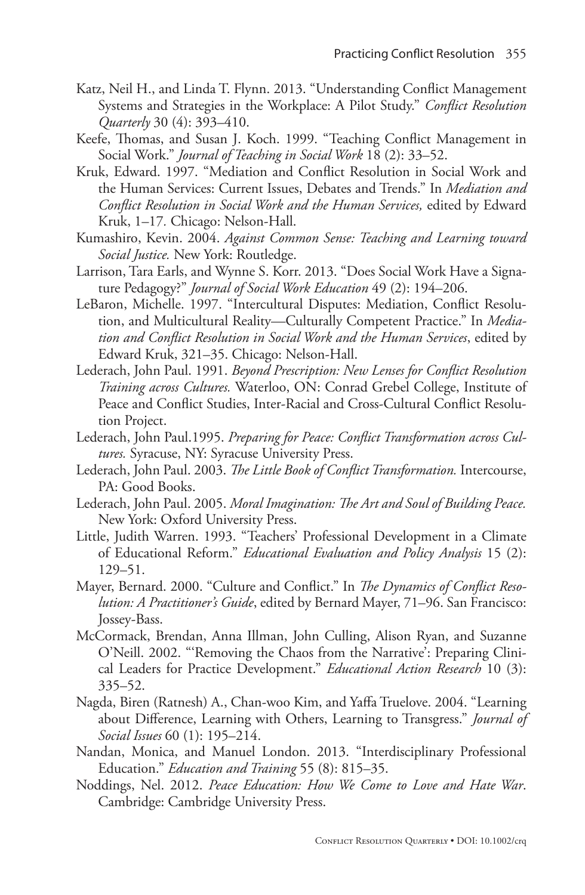Katz, Neil H., and Linda T. Flynn. 2013. "Understanding Conflict Management Systems and Strategies in the Workplace: A Pilot Study." *Conflict Resolution Quarterly* 30 (4): 393–410.

Keefe, Thomas, and Susan J. Koch. 1999. "Teaching Conflict Management in Social Work." *Journal of Teaching in Social Work* 18 (2): 33–52.

Kruk, Edward. 1997. "Mediation and Conflict Resolution in Social Work and the Human Services: Current Issues, Debates and Trends." In *Mediation and Conflict Resolution in Social Work and the Human Services,* edited by Edward Kruk, 1–17. Chicago: Nelson-Hall.

Kumashiro, Kevin. 2004. *Against Common Sense: Teaching and Learning toward Social Justice.* New York: Routledge.

Larrison, Tara Earls, and Wynne S. Korr. 2013. "Does Social Work Have a Signature Pedagogy?" *Journal of Social Work Education* 49 (2): 194–206.

LeBaron, Michelle. 1997. "Intercultural Disputes: Mediation, Conflict Resolution, and Multicultural Reality—Culturally Competent Practice." In *Mediation and Conflict Resolution in Social Work and the Human Services*, edited by Edward Kruk, 321–35. Chicago: Nelson-Hall.

Lederach, John Paul. 1991. *Beyond Prescription: New Lenses for Conflict Resolution Training across Cultures.* Waterloo, ON: Conrad Grebel College, Institute of Peace and Conflict Studies, Inter-Racial and Cross-Cultural Conflict Resolution Project.

Lederach, John Paul.1995. *Preparing for Peace: Conflict Transformation across Cultures.* Syracuse, NY: Syracuse University Press.

Lederach, John Paul. 2003. *The Little Book of Conflict Transformation.* Intercourse, PA: Good Books.

Lederach, John Paul. 2005. *Moral Imagination: The Art and Soul of Building Peace.* New York: Oxford University Press.

Little, Judith Warren. 1993. "Teachers' Professional Development in a Climate of Educational Reform." *Educational Evaluation and Policy Analysis* 15 (2): 129–51.

Mayer, Bernard. 2000. "Culture and Conflict." In *The Dynamics of Conflict Resolution: A Practitioner's Guide*, edited by Bernard Mayer, 71–96. San Francisco: Jossey-Bass.

McCormack, Brendan, Anna Illman, John Culling, Alison Ryan, and Suzanne O'Neill. 2002. "'Removing the Chaos from the Narrative': Preparing Clinical Leaders for Practice Development." *Educational Action Research* 10 (3): 335–52.

Nagda, Biren (Ratnesh) A., Chan-woo Kim, and Yaffa Truelove. 2004. "Learning about Difference, Learning with Others, Learning to Transgress." *Journal of Social Issues* 60 (1): 195–214.

Nandan, Monica, and Manuel London. 2013. "Interdisciplinary Professional Education." *Education and Training* 55 (8): 815–35.

Noddings, Nel. 2012. *Peace Education: How We Come to Love and Hate War*. Cambridge: Cambridge University Press.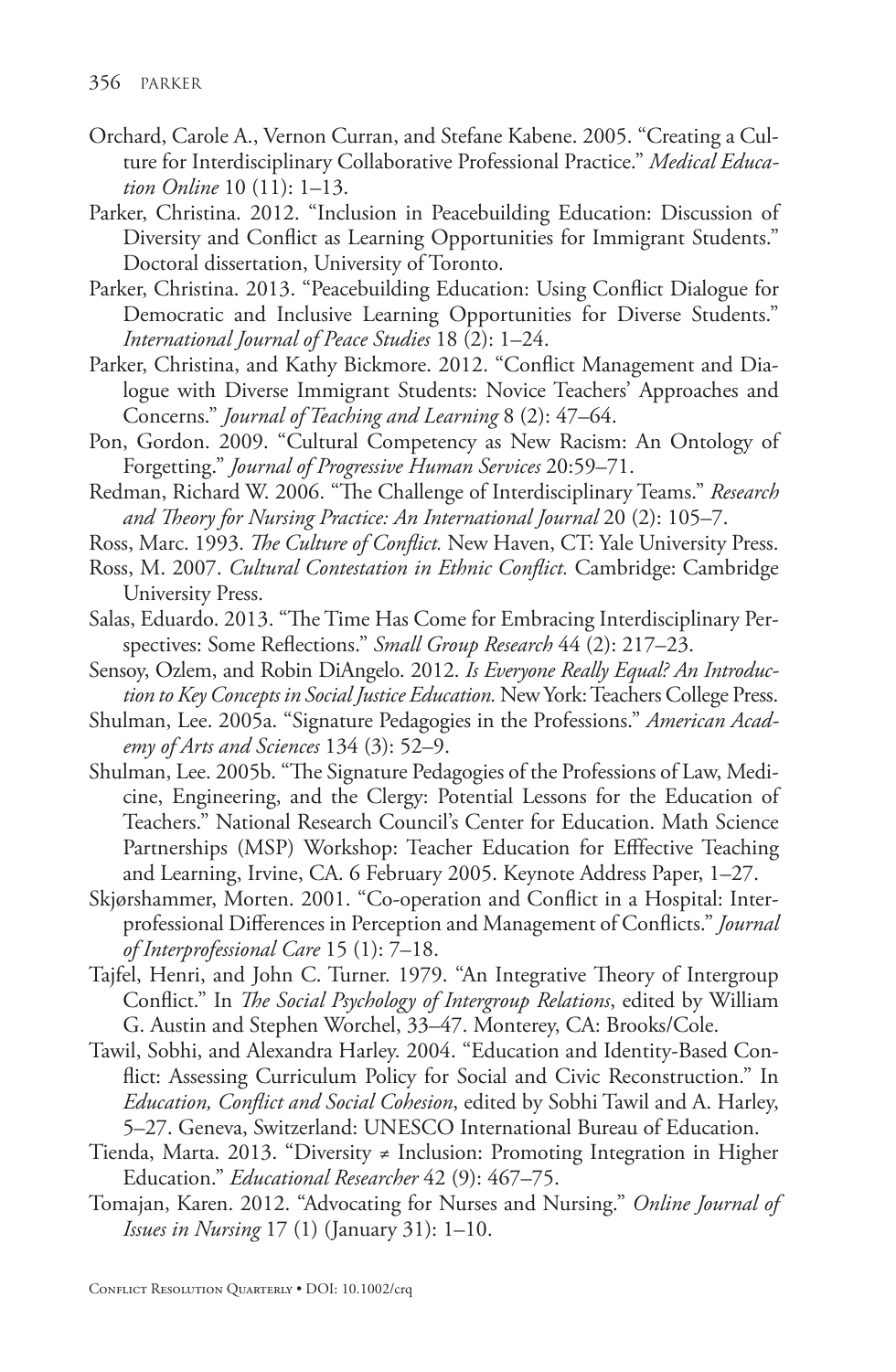Orchard, Carole A., Vernon Curran, and Stefane Kabene. 2005. "Creating a Culture for Interdisciplinary Collaborative Professional Practice." *Medical Education Online* 10 (11): 1–13.

Parker, Christina. 2012. "Inclusion in Peacebuilding Education: Discussion of Diversity and Conflict as Learning Opportunities for Immigrant Students." Doctoral dissertation, University of Toronto.

Parker, Christina. 2013. "Peacebuilding Education: Using Conflict Dialogue for Democratic and Inclusive Learning Opportunities for Diverse Students." *International Journal of Peace Studies* 18 (2): 1–24.

Parker, Christina, and Kathy Bickmore. 2012. "Conflict Management and Dialogue with Diverse Immigrant Students: Novice Teachers' Approaches and Concerns." *Journal of Teaching and Learning* 8 (2): 47–64.

Pon, Gordon. 2009. "Cultural Competency as New Racism: An Ontology of Forgetting." *Journal of Progressive Human Services* 20:59–71.

Redman, Richard W. 2006. "The Challenge of Interdisciplinary Teams." *Research and Theory for Nursing Practice: An International Journal* 20 (2): 105–7.

Ross, Marc. 1993. *The Culture of Conflict.* New Haven, CT: Yale University Press.

Ross, M. 2007. *Cultural Contestation in Ethnic Conflict.* Cambridge: Cambridge University Press.

Salas, Eduardo. 2013. "The Time Has Come for Embracing Interdisciplinary Perspectives: Some Reflections." *Small Group Research* 44 (2): 217–23.

Sensoy, Ozlem, and Robin DiAngelo. 2012. *Is Everyone Really Equal? An Introduction to Key Concepts in Social Justice Education.* New York: Teachers College Press.

Shulman, Lee. 2005a. "Signature Pedagogies in the Professions." *American Academy of Arts and Sciences* 134 (3): 52–9.

Shulman, Lee. 2005b. "The Signature Pedagogies of the Professions of Law, Medicine, Engineering, and the Clergy: Potential Lessons for the Education of Teachers." National Research Council's Center for Education. Math Science Partnerships (MSP) Workshop: Teacher Education for Efffective Teaching and Learning, Irvine, CA. 6 February 2005. Keynote Address Paper, 1–27.

Skjørshammer, Morten. 2001. "Co-operation and Conflict in a Hospital: Interprofessional Differences in Perception and Management of Conflicts." *Journal of Interprofessional Care* 15 (1): 7–18.

Tajfel, Henri, and John C. Turner. 1979. "An Integrative Theory of Intergroup Conflict." In *The Social Psychology of Intergroup Relations*, edited by William G. Austin and Stephen Worchel, 33–47. Monterey, CA: Brooks/Cole.

Tawil, Sobhi, and Alexandra Harley. 2004. "Education and Identity-Based Conflict: Assessing Curriculum Policy for Social and Civic Reconstruction." In *Education, Conflict and Social Cohesion*, edited by Sobhi Tawil and A. Harley, 5–27. Geneva, Switzerland: UNESCO International Bureau of Education.

Tienda, Marta. 2013. "Diversity ≠ Inclusion: Promoting Integration in Higher Education." *Educational Researcher* 42 (9): 467–75.

Tomajan, Karen. 2012. "Advocating for Nurses and Nursing." *Online Journal of Issues in Nursing* 17 (1) (January 31): 1–10.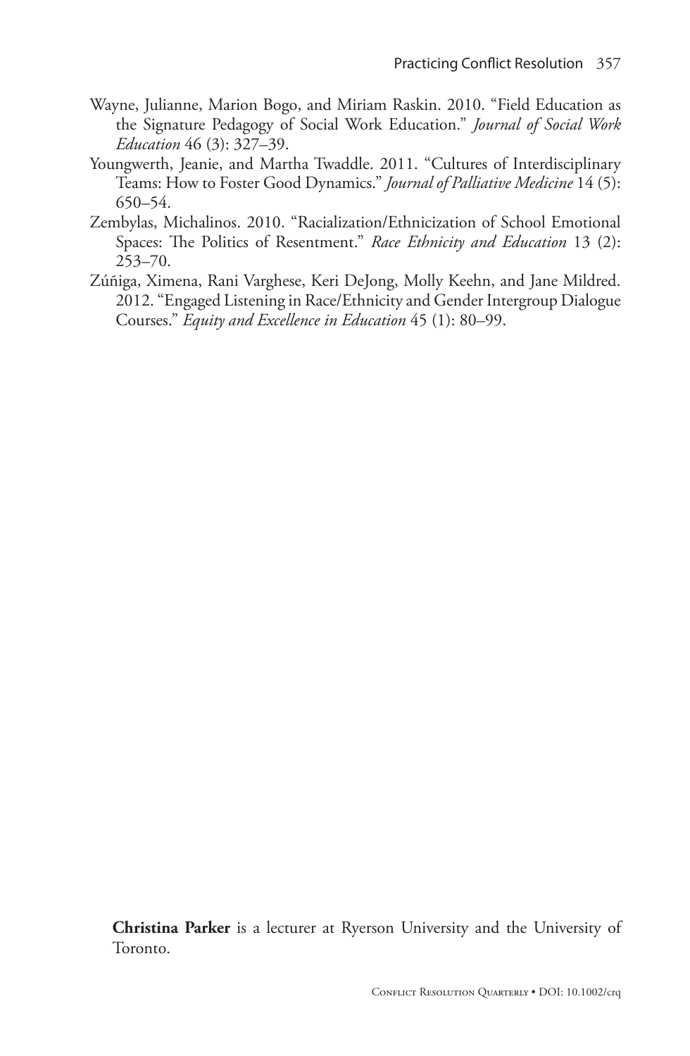Wayne, Julianne, Marion Bogo, and Miriam Raskin. 2010. "Field Education as the Signature Pedagogy of Social Work Education." *Journal of Social Work Education* 46 (3): 327–39.

Youngwerth, Jeanie, and Martha Twaddle. 2011. "Cultures of Interdisciplinary Teams: How to Foster Good Dynamics." *Journal of Palliative Medicine* 14 (5): 650–54.

Zembylas, Michalinos. 2010. "Racialization/Ethnicization of School Emotional Spaces: The Politics of Resentment." *Race Ethnicity and Education* 13 (2): 253–70.

Zúñiga, Ximena, Rani Varghese, Keri DeJong, Molly Keehn, and Jane Mildred. 2012. "Engaged Listening in Race/Ethnicity and Gender Intergroup Dialogue Courses." *Equity and Excellence in Education* 45 (1): 80–99.

**Christina Parker** is a lecturer at Ryerson University and the University of Toronto.